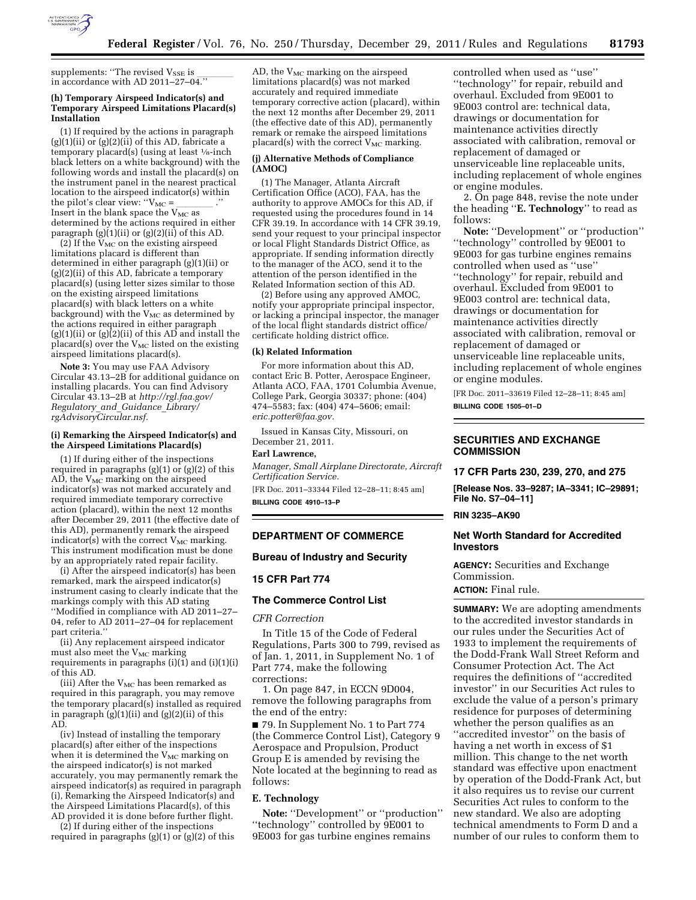supplements: "The revised $V_{SSE}$ is ________ in accordance with AD 2011–27–04."

#### (h) Temporary Airspeed Indicator(s) and Temporary Airspeed Limitations Placard(s) Installation

(1) If required by the actions in paragraph (g)(1)(ii) or (g)(2)(ii) of this AD, fabricate a temporary placard(s) (using at least ⅛-inch black letters on a white background) with the following words and install the placard(s) on the instrument panel in the nearest practical location to the airspeed indicator(s) within the pilot's clear view: "$V_{MC}$ = ________ ." Insert in the blank space the $V_{MC}$ as determined by the actions required in either paragraph (g)(1)(ii) or (g)(2)(ii) of this AD.

(2) If the $V_{MC}$ on the existing airspeed limitations placard is different than determined in either paragraph (g)(1)(ii) or (g)(2)(ii) of this AD, fabricate a temporary placard(s) (using letter sizes similar to those on the existing airspeed limitations placard(s) with black letters on a white background) with the $V_{MC}$ as determined by the actions required in either paragraph (g)(1)(ii) or (g)(2)(ii) of this AD and install the placard(s) over the $V_{MC}$ listed on the existing airspeed limitations placard(s).

**Note 3:** You may use FAA Advisory Circular 43.13–2B for additional guidance on installing placards. You can find Advisory Circular 43.13–2B at *http://rgl.faa.gov/Regulatory_and_Guidance_Library/rgAdvisoryCircular.nsf.*

#### (i) Remarking the Airspeed Indicator(s) and the Airspeed Limitations Placard(s)

(1) If during either of the inspections required in paragraphs (g)(1) or (g)(2) of this AD, the $V_{MC}$ marking on the airspeed indicator(s) was not marked accurately and required immediate temporary corrective action (placard), within the next 12 months after December 29, 2011 (the effective date of this AD), permanently remark the airspeed indicator(s) with the correct $V_{MC}$ marking. This instrument modification must be done by an appropriately rated repair facility.

(i) After the airspeed indicator(s) has been remarked, mark the airspeed indicator(s) instrument casing to clearly indicate that the markings comply with this AD stating "Modified in compliance with AD 2011–27–04, refer to AD 2011–27–04 for replacement part criteria."

(ii) Any replacement airspeed indicator must also meet the $V_{MC}$ marking requirements in paragraphs (i)(1) and (i)(1)(i) of this AD.

(iii) After the $V_{MC}$ has been remarked as required in this paragraph, you may remove the temporary placard(s) installed as required in paragraph (g)(1)(ii) and (g)(2)(ii) of this AD.

(iv) Instead of installing the temporary placard(s) after either of the inspections when it is determined the $V_{MC}$ marking on the airspeed indicator(s) is not marked accurately, you may permanently remark the airspeed indicator(s) as required in paragraph (i), Remarking the Airspeed Indicator(s) and the Airspeed Limitations Placard(s), of this AD provided it is done before further flight.

(2) If during either of the inspections required in paragraphs (g)(1) or (g)(2) of this AD, the $V_{MC}$ marking on the airspeed limitations placard(s) was not marked accurately and required immediate temporary corrective action (placard), within the next 12 months after December 29, 2011 (the effective date of this AD), permanently remark or remake the airspeed limitations placard(s) with the correct $V_{MC}$ marking.

#### (j) Alternative Methods of Compliance (AMOC)

(1) The Manager, Atlanta Aircraft Certification Office (ACO), FAA, has the authority to approve AMOCs for this AD, if requested using the procedures found in 14 CFR 39.19. In accordance with 14 CFR 39.19, send your request to your principal inspector or local Flight Standards District Office, as appropriate. If sending information directly to the manager of the ACO, send it to the attention of the person identified in the Related Information section of this AD.

(2) Before using any approved AMOC, notify your appropriate principal inspector, or lacking a principal inspector, the manager of the local flight standards district office/certificate holding district office.

#### (k) Related Information

For more information about this AD, contact Eric B. Potter, Aerospace Engineer, Atlanta ACO, FAA, 1701 Columbia Avenue, College Park, Georgia 30337; phone: (404) 474–5583; fax: (404) 474–5606; email: *eric.potter@faa.gov.*

Issued in Kansas City, Missouri, on December 21, 2011.

**Earl Lawrence,**

*Manager, Small Airplane Directorate, Aircraft Certification Service.*

[FR Doc. 2011–33344 Filed 12–28–11; 8:45 am]

**BILLING CODE 4910–13–P**

---

## DEPARTMENT OF COMMERCE

### Bureau of Industry and Security

### 15 CFR Part 774

### The Commerce Control List

*CFR Correction*

In Title 15 of the Code of Federal Regulations, Parts 300 to 799, revised as of Jan. 1, 2011, in Supplement No. 1 of Part 774, make the following corrections:

1. On page 847, in ECCN 9D004, remove the following paragraphs from the end of the entry:

■ 79. In Supplement No. 1 to Part 774 (the Commerce Control List), Category 9 Aerospace and Propulsion, Product Group E is amended by revising the Note located at the beginning to read as follows:

#### E. Technology

**Note:** "Development" or "production" "technology" controlled by 9E001 to 9E003 for gas turbine engines remains controlled when used as "use" "technology" for repair, rebuild and overhaul. Excluded from 9E001 to 9E003 control are: technical data, drawings or documentation for maintenance activities directly associated with calibration, removal or replacement of damaged or unserviceable line replaceable units, including replacement of whole engines or engine modules.

2. On page 848, revise the note under the heading "**E. Technology**" to read as follows:

**Note:** "Development" or "production" "technology" controlled by 9E001 to 9E003 for gas turbine engines remains controlled when used as "use" "technology" for repair, rebuild and overhaul. Excluded from 9E001 to 9E003 control are: technical data, drawings or documentation for maintenance activities directly associated with calibration, removal or replacement of damaged or unserviceable line replaceable units, including replacement of whole engines or engine modules.

[FR Doc. 2011–33619 Filed 12–28–11; 8:45 am]

**BILLING CODE 1505–01–D**

---

## SECURITIES AND EXCHANGE COMMISSION

### 17 CFR Parts 230, 239, 270, and 275

**[Release Nos. 33–9287; IA–3341; IC–29891; File No. S7–04–11]**

**RIN 3235–AK90**

### Net Worth Standard for Accredited Investors

**AGENCY:** Securities and Exchange Commission.

**ACTION:** Final rule.

**SUMMARY:** We are adopting amendments to the accredited investor standards in our rules under the Securities Act of 1933 to implement the requirements of the Dodd-Frank Wall Street Reform and Consumer Protection Act. The Act requires the definitions of "accredited investor" in our Securities Act rules to exclude the value of a person's primary residence for purposes of determining whether the person qualifies as an "accredited investor" on the basis of having a net worth in excess of $1 million. This change to the net worth standard was effective upon enactment by operation of the Dodd-Frank Act, but it also requires us to revise our current Securities Act rules to conform to the new standard. We also are adopting technical amendments to Form D and a number of our rules to conform them to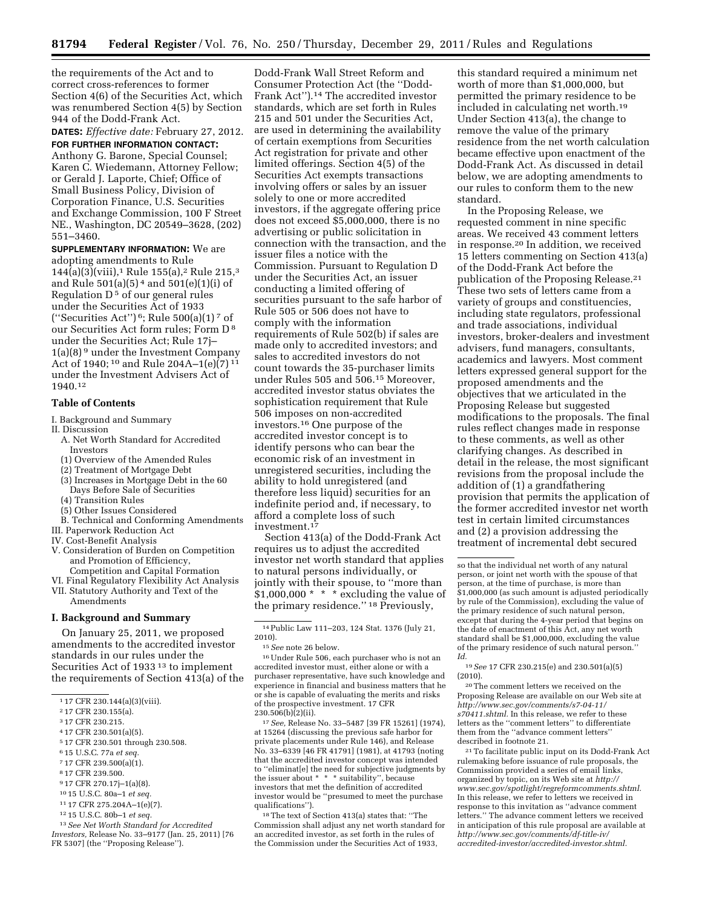the requirements of the Act and to correct cross-references to former Section 4(6) of the Securities Act, which was renumbered Section 4(5) by Section 944 of the Dodd-Frank Act.

**DATES:** *Effective date:* February 27, 2012.

**FOR FURTHER INFORMATION CONTACT:** Anthony G. Barone, Special Counsel; Karen C. Wiedemann, Attorney Fellow; or Gerald J. Laporte, Chief; Office of Small Business Policy, Division of Corporation Finance, U.S. Securities and Exchange Commission, 100 F Street NE., Washington, DC 20549–3628, (202) 551–3460.

**SUPPLEMENTARY INFORMATION:** We are adopting amendments to Rule 144(a)(3)(viii),[1] Rule 155(a),[2] Rule 215,[3] and Rule 501(a)(5)[4] and 501(e)(1)(i) of Regulation D[5] of our general rules under the Securities Act of 1933 (''Securities Act'')[6]; Rule 500(a)(1)[7] of our Securities Act form rules; Form D[8] under the Securities Act; Rule 17j–1(a)(8)[9] under the Investment Company Act of 1940;[10] and Rule 204A–1(e)(7)[11] under the Investment Advisers Act of 1940.[12]

## Table of Contents

I. Background and Summary
II. Discussion
 A. Net Worth Standard for Accredited Investors
 (1) Overview of the Amended Rules
 (2) Treatment of Mortgage Debt
 (3) Increases in Mortgage Debt in the 60 Days Before Sale of Securities
 (4) Transition Rules
 (5) Other Issues Considered
 B. Technical and Conforming Amendments
III. Paperwork Reduction Act
IV. Cost-Benefit Analysis
V. Consideration of Burden on Competition and Promotion of Efficiency, Competition and Capital Formation
VI. Final Regulatory Flexibility Act Analysis
VII. Statutory Authority and Text of the Amendments

## I. Background and Summary

On January 25, 2011, we proposed amendments to the accredited investor standards in our rules under the Securities Act of 1933[13] to implement the requirements of Section 413(a) of the Dodd-Frank Wall Street Reform and Consumer Protection Act (the ''Dodd-Frank Act'').[14] The accredited investor standards, which are set forth in Rules 215 and 501 under the Securities Act, are used in determining the availability of certain exemptions from Securities Act registration for private and other limited offerings. Section 4(5) of the Securities Act exempts transactions involving offers or sales by an issuer solely to one or more accredited investors, if the aggregate offering price does not exceed $5,000,000, there is no advertising or public solicitation in connection with the transaction, and the issuer files a notice with the Commission. Pursuant to Regulation D under the Securities Act, an issuer conducting a limited offering of securities pursuant to the safe harbor of Rule 505 or 506 does not have to comply with the information requirements of Rule 502(b) if sales are made only to accredited investors; and sales to accredited investors do not count towards the 35-purchaser limits under Rules 505 and 506.[15] Moreover, accredited investor status obviates the sophistication requirement that Rule 506 imposes on non-accredited investors.[16] One purpose of the accredited investor concept is to identify persons who can bear the economic risk of an investment in unregistered securities, including the ability to hold unregistered (and therefore less liquid) securities for an indefinite period and, if necessary, to afford a complete loss of such investment.[17]

Section 413(a) of the Dodd-Frank Act requires us to adjust the accredited investor net worth standard that applies to natural persons individually, or jointly with their spouse, to ''more than $1,000,000 * * * excluding the value of the primary residence.''[18] Previously, this standard required a minimum net worth of more than $1,000,000, but permitted the primary residence to be included in calculating net worth.[19] Under Section 413(a), the change to remove the value of the primary residence from the net worth calculation became effective upon enactment of the Dodd-Frank Act. As discussed in detail below, we are adopting amendments to our rules to conform them to the new standard.

In the Proposing Release, we requested comment in nine specific areas. We received 43 comment letters in response.[20] In addition, we received 15 letters commenting on Section 413(a) of the Dodd-Frank Act before the publication of the Proposing Release.[21] These two sets of letters came from a variety of groups and constituencies, including state regulators, professional and trade associations, individual investors, broker-dealers and investment advisers, fund managers, consultants, academics and lawyers. Most comment letters expressed general support for the proposed amendments and the objectives that we articulated in the Proposing Release but suggested modifications to the proposals. The final rules reflect changes made in response to these comments, as well as other clarifying changes. As described in detail in the release, the most significant revisions from the proposal include the addition of (1) a grandfathering provision that permits the application of the former accredited investor net worth test in certain limited circumstances and (2) a provision addressing the treatment of incremental debt secured

---

[1] 17 CFR 230.144(a)(3)(viii).

[2] 17 CFR 230.155(a).

[3] 17 CFR 230.215.

[4] 17 CFR 230.501(a)(5).

[5] 17 CFR 230.501 through 230.508.

[6] 15 U.S.C. 77a *et seq.*

[7] 17 CFR 239.500(a)(1).

[8] 17 CFR 239.500.

[9] 17 CFR 270.17j–1(a)(8).

[10] 15 U.S.C. 80a–1 *et seq.*

[11] 17 CFR 275.204A–1(e)(7).

[12] 15 U.S.C. 80b–1 *et seq.*

[13] *See Net Worth Standard for Accredited Investors,* Release No. 33–9177 (Jan. 25, 2011) [76 FR 5307] (the ''Proposing Release'').

[14] Public Law 111–203, 124 Stat. 1376 (July 21, 2010).

[15] *See* note 26 below.

[16] Under Rule 506, each purchaser who is not an accredited investor must, either alone or with a purchaser representative, have such knowledge and experience in financial and business matters that he or she is capable of evaluating the merits and risks of the prospective investment. 17 CFR 230.506(b)(2)(ii).

[17] *See,* Release No. 33–5487 [39 FR 15261] (1974), at 15264 (discussing the previous safe harbor for private placements under Rule 146), and Release No. 33–6339 [46 FR 41791] (1981), at 41793 (noting that the accredited investor concept was intended to ''eliminat[e] the need for subjective judgments by the issuer about * * * suitability'', because investors that met the definition of accredited investor would be ''presumed to meet the purchase qualifications'').

[18] The text of Section 413(a) states that: ''The Commission shall adjust any net worth standard for an accredited investor, as set forth in the rules of the Commission under the Securities Act of 1933, so that the individual net worth of any natural person, or joint net worth with the spouse of that person, at the time of purchase, is more than $1,000,000 (as such amount is adjusted periodically by rule of the Commission), excluding the value of the primary residence of such natural person, except that during the 4-year period that begins on the date of enactment of this Act, any net worth standard shall be $1,000,000, excluding the value of the primary residence of such natural person.'' *Id.*

[19] *See* 17 CFR 230.215(e) and 230.501(a)(5) (2010).

[20] The comment letters we received on the Proposing Release are available on our Web site at *http://www.sec.gov/comments/s7-04-11/s70411.shtml.* In this release, we refer to these letters as the ''comment letters'' to differentiate them from the ''advance comment letters'' described in footnote 21.

[21] To facilitate public input on its Dodd-Frank Act rulemaking before issuance of rule proposals, the Commission provided a series of email links, organized by topic, on its Web site at *http://www.sec.gov/spotlight/regreformcomments.shtml.* In this release, we refer to letters we received in response to this invitation as ''advance comment letters.'' The advance comment letters we received in anticipation of this rule proposal are available at *http://www.sec.gov/comments/df-title-iv/accredited-investor/accredited-investor.shtml.*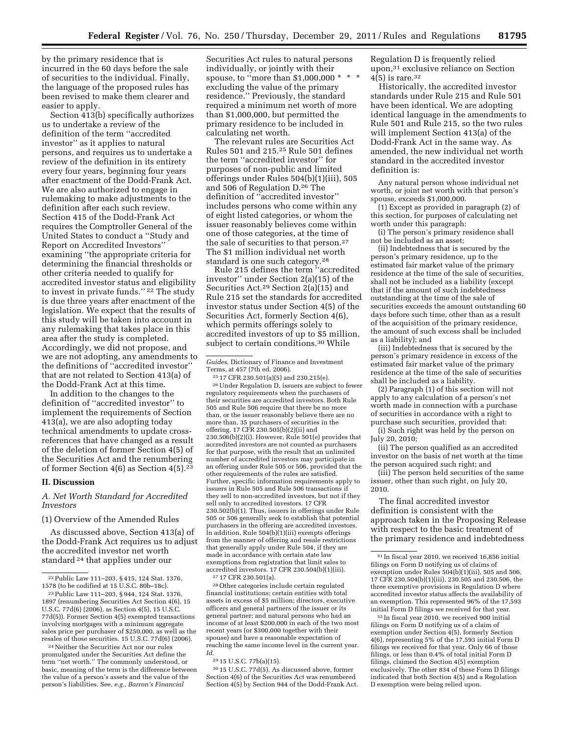by the primary residence that is incurred in the 60 days before the sale of securities to the individual. Finally, the language of the proposed rules has been revised to make them clearer and easier to apply.

Section 413(b) specifically authorizes us to undertake a review of the definition of the term ''accredited investor'' as it applies to natural persons, and requires us to undertake a review of the definition in its entirety every four years, beginning four years after enactment of the Dodd-Frank Act. We are also authorized to engage in rulemaking to make adjustments to the definition after each such review. Section 415 of the Dodd-Frank Act requires the Comptroller General of the United States to conduct a ''Study and Report on Accredited Investors'' examining ''the appropriate criteria for determining the financial thresholds or other criteria needed to qualify for accredited investor status and eligibility to invest in private funds.'' [22] The study is due three years after enactment of the legislation. We expect that the results of this study will be taken into account in any rulemaking that takes place in this area after the study is completed. Accordingly, we did not propose, and we are not adopting, any amendments to the definitions of ''accredited investor'' that are not related to Section 413(a) of the Dodd-Frank Act at this time.

In addition to the changes to the definition of ''accredited investor'' to implement the requirements of Section 413(a), we are also adopting today technical amendments to update cross-references that have changed as a result of the deletion of former Section 4(5) of the Securities Act and the renumbering of former Section 4(6) as Section 4(5).[23]

## II. Discussion

### A. Net Worth Standard for Accredited Investors

#### (1) Overview of the Amended Rules

As discussed above, Section 413(a) of the Dodd-Frank Act requires us to adjust the accredited investor net worth standard [24] that applies under our Securities Act rules to natural persons individually, or jointly with their spouse, to ''more than $1,000,000 * * * excluding the value of the primary residence.'' Previously, the standard required a minimum net worth of more than $1,000,000, but permitted the primary residence to be included in calculating net worth.

The relevant rules are Securities Act Rules 501 and 215.[25] Rule 501 defines the term ''accredited investor'' for purposes of non-public and limited offerings under Rules 504(b)(1)(iii), 505 and 506 of Regulation D.[26] The definition of ''accredited investor'' includes persons who come within any of eight listed categories, or whom the issuer reasonably believes come within one of those categories, at the time of the sale of securities to that person.[27] The $1 million individual net worth standard is one such category.[28]

Rule 215 defines the term ''accredited investor'' under Section 2(a)(15) of the Securities Act.[29] Section 2(a)(15) and Rule 215 set the standards for accredited investor status under Section 4(5) of the Securities Act, formerly Section 4(6), which permits offerings solely to accredited investors of up to $5 million, subject to certain conditions.[30] While Regulation D is frequently relied upon,[31] exclusive reliance on Section 4(5) is rare.[32]

Historically, the accredited investor standards under Rule 215 and Rule 501 have been identical. We are adopting identical language in the amendments to Rule 501 and Rule 215, so the two rules will implement Section 413(a) of the Dodd-Frank Act in the same way. As amended, the new individual net worth standard in the accredited investor definition is:

> Any natural person whose individual net worth, or joint net worth with that person's spouse, exceeds $1,000,000.
>
> (1) Except as provided in paragraph (2) of this section, for purposes of calculating net worth under this paragraph:
>
> (i) The person's primary residence shall not be included as an asset;
>
> (ii) Indebtedness that is secured by the person's primary residence, up to the estimated fair market value of the primary residence at the time of the sale of securities, shall not be included as a liability (except that if the amount of such indebtedness outstanding at the time of the sale of securities exceeds the amount outstanding 60 days before such time, other than as a result of the acquisition of the primary residence, the amount of such excess shall be included as a liability); and
>
> (iii) Indebtedness that is secured by the person's primary residence in excess of the estimated fair market value of the primary residence at the time of the sale of securities shall be included as a liability.
>
> (2) Paragraph (1) of this section will not apply to any calculation of a person's net worth made in connection with a purchase of securities in accordance with a right to purchase such securities, provided that:
>
> (i) Such right was held by the person on July 20, 2010;
>
> (ii) The person qualified as an accredited investor on the basis of net worth at the time the person acquired such right; and
>
> (iii) The person held securities of the same issuer, other than such right, on July 20, 2010.

The final accredited investor definition is consistent with the approach taken in the Proposing Release with respect to the basic treatment of the primary residence and indebtedness

---

[22] Public Law 111–203, § 415, 124 Stat. 1376, 1578 (to be codified at 15 U.S.C. 80b–18c).

[23] Public Law 111–203, § 944, 124 Stat. 1376, 1897 (renumbering Securities Act Section 4(6), 15 U.S.C. 77d(6) (2006), as Section 4(5), 15 U.S.C. 77d(5)). Former Section 4(5) exempted transactions involving mortgages with a minimum aggregate sales price per purchaser of $250,000, as well as the resales of those securities. 15 U.S.C. 77d(6) (2006).

[24] Neither the Securities Act nor our rules promulgated under the Securities Act define the term ''net worth.'' The commonly understood, or basic, meaning of the term is the difference between the value of a person's assets and the value of the person's liabilities. See, *e.g., Barron's Financial Guides,* Dictionary of Finance and Investment Terms, at 457 (7th ed. 2006).

[25] 17 CFR 230.501(a)(5) and 230.215(e).

[26] Under Regulation D, issuers are subject to fewer regulatory requirements when the purchasers of their securities are accredited investors. Both Rule 505 and Rule 506 require that there be no more than, or the issuer reasonably believe there are no more than, 35 purchasers of securities in the offering. 17 CFR 230.505(b)(2)(ii) and 230.506(b)(2)(i). However, Rule 501(e) provides that accredited investors are not counted as purchasers for that purpose, with the result that an unlimited number of accredited investors may participate in an offering under Rule 505 or 506, provided that the other requirements of the rules are satisfied. Further, specific information requirements apply to issuers in Rule 505 and Rule 506 transactions if they sell to non-accredited investors, but not if they sell only to accredited investors. 17 CFR 230.502(b)(1). Thus, issuers in offerings under Rule 505 or 506 generally seek to establish that potential purchasers in the offering are accredited investors. In addition, Rule 504(b)(1)(iii) exempts offerings from the manner of offering and resale restrictions that generally apply under Rule 504, if they are made in accordance with certain state law exemptions from registration that limit sales to accredited investors. 17 CFR 230.504(b)(1)(iii).

[27] 17 CFR 230.501(a).

[28] Other categories include certain regulated financial institutions; certain entities with total assets in excess of $5 million; directors, executive officers and general partners of the issuer or its general partner; and natural persons who had an income of at least $200,000 in each of the two most recent years (or $300,000 together with their spouse) and have a reasonable expectation of reaching the same income level in the current year. *Id.*

[29] 15 U.S.C. 77b(a)(15).

[30] 15 U.S.C. 77d(5). As discussed above, former Section 4(6) of the Securities Act was renumbered Section 4(5) by Section 944 of the Dodd-Frank Act.

[31] In fiscal year 2010, we received 16,856 initial filings on Form D notifying us of claims of exemption under Rules 504(b)(1)(iii), 505 and 506, 17 CFR 230.504(b)(1)(iii), 230.505 and 230.506, the three exemptive provisions in Regulation D where accredited investor status affects the availability of an exemption. This represented 96% of the 17,593 initial Form D filings we received for that year.

[32] In fiscal year 2010, we received 900 initial filings on Form D notifying us of a claim of exemption under Section 4(5), formerly Section 4(6), representing 5% of the 17,593 initial Form D filings we received for that year. Only 66 of those filings, or less than 0.4% of total initial Form D filings, claimed the Section 4(5) exemption exclusively. The other 834 of these Form D filings indicated that both Section 4(5) and a Regulation D exemption were being relied upon.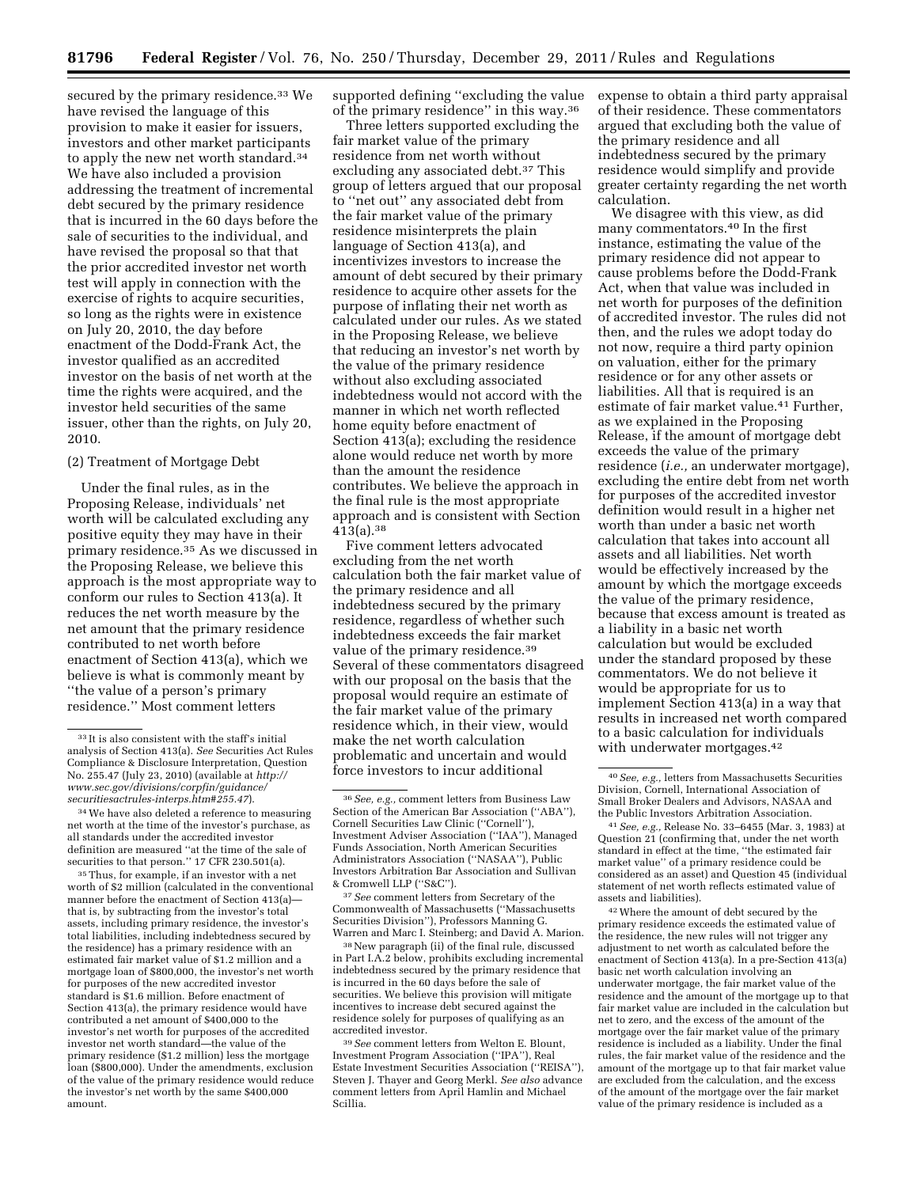secured by the primary residence.[33] We have revised the language of this provision to make it easier for issuers, investors and other market participants to apply the new net worth standard.[34] We have also included a provision addressing the treatment of incremental debt secured by the primary residence that is incurred in the 60 days before the sale of securities to the individual, and have revised the proposal so that the prior accredited investor net worth test will apply in connection with the exercise of rights to acquire securities, so long as the rights were in existence on July 20, 2010, the day before enactment of the Dodd-Frank Act, the investor qualified as an accredited investor on the basis of net worth at the time the rights were acquired, and the investor held securities of the same issuer, other than the rights, on July 20, 2010.

(2) Treatment of Mortgage Debt

Under the final rules, as in the Proposing Release, individuals' net worth will be calculated excluding any positive equity they may have in their primary residence.[35] As we discussed in the Proposing Release, we believe this approach is the most appropriate way to conform our rules to Section 413(a). It reduces the net worth measure by the net amount that the primary residence contributed to net worth before enactment of Section 413(a), which we believe is what is commonly meant by ''the value of a person's primary residence.'' Most comment letters supported defining ''excluding the value of the primary residence'' in this way.[36]

Three letters supported excluding the fair market value of the primary residence from net worth without excluding any associated debt.[37] This group of letters argued that our proposal to ''net out'' any associated debt from the fair market value of the primary residence misinterprets the plain language of Section 413(a), and incentivizes investors to increase the amount of debt secured by their primary residence to acquire other assets for the purpose of inflating their net worth as calculated under our rules. As we stated in the Proposing Release, we believe that reducing an investor's net worth by the value of the primary residence without also excluding associated indebtedness would not accord with the manner in which net worth reflected home equity before enactment of Section 413(a); excluding the residence alone would reduce net worth by more than the amount the residence contributes. We believe the approach in the final rule is the most appropriate approach and is consistent with Section 413(a).[38]

Five comment letters advocated excluding from the net worth calculation both the fair market value of the primary residence and all indebtedness secured by the primary residence, regardless of whether such indebtedness exceeds the fair market value of the primary residence.[39] Several of these commentators disagreed with our proposal on the basis that the proposal would require an estimate of the fair market value of the primary residence which, in their view, would make the net worth calculation problematic and uncertain and would force investors to incur additional expense to obtain a third party appraisal of their residence. These commentators argued that excluding both the value of the primary residence and all indebtedness secured by the primary residence would simplify and provide greater certainty regarding the net worth calculation.

We disagree with this view, as did many commentators.[40] In the first instance, estimating the value of the primary residence did not appear to cause problems before the Dodd-Frank Act, when that value was included in net worth for purposes of the definition of accredited investor. The rules did not then, and the rules we adopt today do not now, require a third party opinion on valuation, either for the primary residence or for any other assets or liabilities. All that is required is an estimate of fair market value.[41] Further, as we explained in the Proposing Release, if the amount of mortgage debt exceeds the value of the primary residence (*i.e.,* an underwater mortgage), excluding the entire debt from net worth for purposes of the accredited investor definition would result in a higher net worth than under a basic net worth calculation that takes into account all assets and all liabilities. Net worth would be effectively increased by the amount by which the mortgage exceeds the value of the primary residence, because that excess amount is treated as a liability in a basic net worth calculation but would be excluded under the standard proposed by these commentators. We do not believe it would be appropriate for us to implement Section 413(a) in a way that results in increased net worth compared to a basic calculation for individuals with underwater mortgages.[42]

---

[33] It is also consistent with the staff's initial analysis of Section 413(a). *See* Securities Act Rules Compliance & Disclosure Interpretation, Question No. 255.47 (July 23, 2010) (available at *http://www.sec.gov/divisions/corpfin/guidance/securitiesactrules-interps.htm#255.47*).

[34] We have also deleted a reference to measuring net worth at the time of the investor's purchase, as all standards under the accredited investor definition are measured ''at the time of the sale of securities to that person.'' 17 CFR 230.501(a).

[35] Thus, for example, if an investor with a net worth of $2 million (calculated in the conventional manner before the enactment of Section 413(a)—that is, by subtracting from the investor's total assets, including primary residence, the investor's total liabilities, including indebtedness secured by the residence) has a primary residence with an estimated fair market value of $1.2 million and a mortgage loan of $800,000, the investor's net worth for purposes of the new accredited investor standard is $1.6 million. Before enactment of Section 413(a), the primary residence would have contributed a net amount of $400,000 to the investor's net worth for purposes of the accredited investor net worth standard—the value of the primary residence ($1.2 million) less the mortgage loan ($800,000). Under the amendments, exclusion of the value of the primary residence would reduce the investor's net worth by the same $400,000 amount.

[36] *See, e.g.,* comment letters from Business Law Section of the American Bar Association (''ABA''), Cornell Securities Law Clinic (''Cornell''), Investment Adviser Association (''IAA''), Managed Funds Association, North American Securities Administrators Association (''NASAA''), Public Investors Arbitration Bar Association and Sullivan & Cromwell LLP (''S&C'').

[37] *See* comment letters from Secretary of the Commonwealth of Massachusetts (''Massachusetts Securities Division''), Professors Manning G. Warren and Marc I. Steinberg; and David A. Marion.

[38] New paragraph (ii) of the final rule, discussed in Part I.A.2 below, prohibits excluding incremental indebtedness secured by the primary residence that is incurred in the 60 days before the sale of securities. We believe this provision will mitigate incentives to increase debt secured against the residence solely for purposes of qualifying as an accredited investor.

[39] *See* comment letters from Welton E. Blount, Investment Program Association (''IPA''), Real Estate Investment Securities Association (''REISA''), Steven J. Thayer and Georg Merkl. *See also* advance comment letters from April Hamlin and Michael Scillia.

[40] *See, e.g.,* letters from Massachusetts Securities Division, Cornell, International Association of Small Broker Dealers and Advisors, NASAA and the Public Investors Arbitration Association.

[41] *See, e.g.,* Release No. 33–6455 (Mar. 3, 1983) at Question 21 (confirming that, under the net worth standard in effect at the time, ''the estimated fair market value'' of a primary residence could be considered as an asset) and Question 45 (individual statement of net worth reflects estimated value of assets and liabilities).

[42] Where the amount of debt secured by the primary residence exceeds the estimated value of the residence, the new rules will not trigger any adjustment to net worth as calculated before the enactment of Section 413(a). In a pre-Section 413(a) basic net worth calculation involving an underwater mortgage, the fair market value of the residence and the amount of the mortgage up to that fair market value are included in the calculation but net to zero, and the excess of the amount of the mortgage over the fair market value of the primary residence is included as a liability. Under the final rules, the fair market value of the residence and the amount of the mortgage up to that fair market value are excluded from the calculation, and the excess of the amount of the mortgage over the fair market value of the primary residence is included as a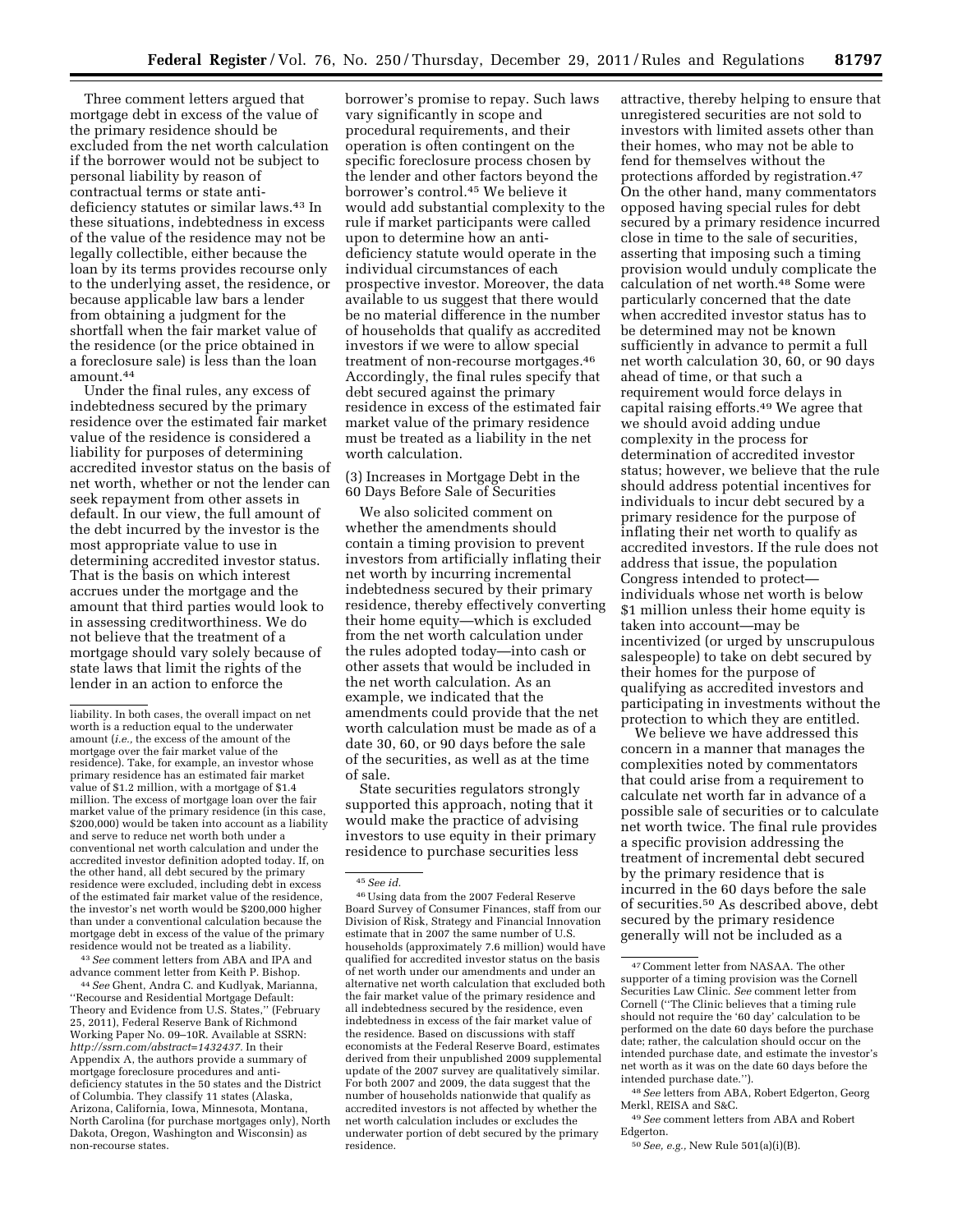Three comment letters argued that mortgage debt in excess of the value of the primary residence should be excluded from the net worth calculation if the borrower would not be subject to personal liability by reason of contractual terms or state anti-deficiency statutes or similar laws.[43] In these situations, indebtedness in excess of the value of the residence may not be legally collectible, either because the loan by its terms provides recourse only to the underlying asset, the residence, or because applicable law bars a lender from obtaining a judgment for the shortfall when the fair market value of the residence (or the price obtained in a foreclosure sale) is less than the loan amount.[44]

Under the final rules, any excess of indebtedness secured by the primary residence over the estimated fair market value of the residence is considered a liability for purposes of determining accredited investor status on the basis of net worth, whether or not the lender can seek repayment from other assets in default. In our view, the full amount of the debt incurred by the investor is the most appropriate value to use in determining accredited investor status. That is the basis on which interest accrues under the mortgage and the amount that third parties would look to in assessing creditworthiness. We do not believe that the treatment of a mortgage should vary solely because of state laws that limit the rights of the lender in an action to enforce the borrower's promise to repay. Such laws vary significantly in scope and procedural requirements, and their operation is often contingent on the specific foreclosure process chosen by the lender and other factors beyond the borrower's control.[45] We believe it would add substantial complexity to the rule if market participants were called upon to determine how an anti-deficiency statute would operate in the individual circumstances of each prospective investor. Moreover, the data available to us suggest that there would be no material difference in the number of households that qualify as accredited investors if we were to allow special treatment of non-recourse mortgages.[46] Accordingly, the final rules specify that debt secured against the primary residence in excess of the estimated fair market value of the primary residence must be treated as a liability in the net worth calculation.

(3) Increases in Mortgage Debt in the 60 Days Before Sale of Securities

We also solicited comment on whether the amendments should contain a timing provision to prevent investors from artificially inflating their net worth by incurring incremental indebtedness secured by their primary residence, thereby effectively converting their home equity—which is excluded from the net worth calculation under the rules adopted today—into cash or other assets that would be included in the net worth calculation. As an example, we indicated that the amendments could provide that the net worth calculation must be made as of a date 30, 60, or 90 days before the sale of the securities, as well as at the time of sale.

State securities regulators strongly supported this approach, noting that it would make the practice of advising investors to use equity in their primary residence to purchase securities less attractive, thereby helping to ensure that unregistered securities are not sold to investors with limited assets other than their homes, who may not be able to fend for themselves without the protections afforded by registration.[47] On the other hand, many commentators opposed having special rules for debt secured by a primary residence incurred close in time to the sale of securities, asserting that imposing such a timing provision would unduly complicate the calculation of net worth.[48] Some were particularly concerned that the date when accredited investor status has to be determined may not be known sufficiently in advance to permit a full net worth calculation 30, 60, or 90 days ahead of time, or that such a requirement would force delays in capital raising efforts.[49] We agree that we should avoid adding undue complexity in the process for determination of accredited investor status; however, we believe that the rule should address potential incentives for individuals to incur debt secured by a primary residence for the purpose of inflating their net worth to qualify as accredited investors. If the rule does not address that issue, the population Congress intended to protect—individuals whose net worth is below $1 million unless their home equity is taken into account—may be incentivized (or urged by unscrupulous salespeople) to take on debt secured by their homes for the purpose of qualifying as accredited investors and participating in investments without the protection to which they are entitled.

We believe we have addressed this concern in a manner that manages the complexities noted by commentators that could arise from a requirement to calculate net worth far in advance of a possible sale of securities or to calculate net worth twice. The final rule provides a specific provision addressing the treatment of incremental debt secured by the primary residence that is incurred in the 60 days before the sale of securities.[50] As described above, debt secured by the primary residence generally will not be included as a

---

liability. In both cases, the overall impact on net worth is a reduction equal to the underwater amount (*i.e.,* the excess of the amount of the mortgage over the fair market value of the residence). Take, for example, an investor whose primary residence has an estimated fair market value of $1.2 million, with a mortgage of $1.4 million. The excess of mortgage loan over the fair market value of the primary residence (in this case, $200,000) would be taken into account as a liability and serve to reduce net worth both under a conventional net worth calculation and under the accredited investor definition adopted today. If, on the other hand, all debt secured by the primary residence were excluded, including debt in excess of the estimated fair market value of the residence, the investor's net worth would be $200,000 higher than under a conventional calculation because the mortgage debt in excess of the value of the primary residence would not be treated as a liability.

[43] *See* comment letters from ABA and IPA and advance comment letter from Keith P. Bishop.

[44] *See* Ghent, Andra C. and Kudlyak, Marianna, ''Recourse and Residential Mortgage Default: Theory and Evidence from U.S. States,'' (February 25, 2011), Federal Reserve Bank of Richmond Working Paper No. 09–10R. Available at SSRN: *http://ssrn.com/abstract=1432437.* In their Appendix A, the authors provide a summary of mortgage foreclosure procedures and anti-deficiency statutes in the 50 states and the District of Columbia. They classify 11 states (Alaska, Arizona, California, Iowa, Minnesota, Montana, North Carolina (for purchase mortgages only), North Dakota, Oregon, Washington and Wisconsin) as non-recourse states.

[45] *See id.*

[46] Using data from the 2007 Federal Reserve Board Survey of Consumer Finances, staff from our Division of Risk, Strategy and Financial Innovation estimate that in 2007 the same number of U.S. households (approximately 7.6 million) would have qualified for accredited investor status on the basis of net worth under our amendments and under an alternative net worth calculation that excluded both the fair market value of the primary residence and all indebtedness secured by the residence, even indebtedness in excess of the fair market value of the residence. Based on discussions with staff economists at the Federal Reserve Board, estimates derived from their unpublished 2009 supplemental update of the 2007 survey are qualitatively similar. For both 2007 and 2009, the data suggest that the number of households nationwide that qualify as accredited investors is not affected by whether the net worth calculation includes or excludes the underwater portion of debt secured by the primary residence.

[47] Comment letter from NASAA. The other supporter of a timing provision was the Cornell Securities Law Clinic. *See* comment letter from Cornell (''The Clinic believes that a timing rule should not require the '60 day' calculation to be performed on the date 60 days before the purchase date; rather, the calculation should occur on the intended purchase date, and estimate the investor's net worth as it was on the date 60 days before the intended purchase date.'').

[48] *See* letters from ABA, Robert Edgerton, Georg Merkl, REISA and S&C.

[49] *See* comment letters from ABA and Robert Edgerton.

[50] *See, e.g.,* New Rule 501(a)(i)(B).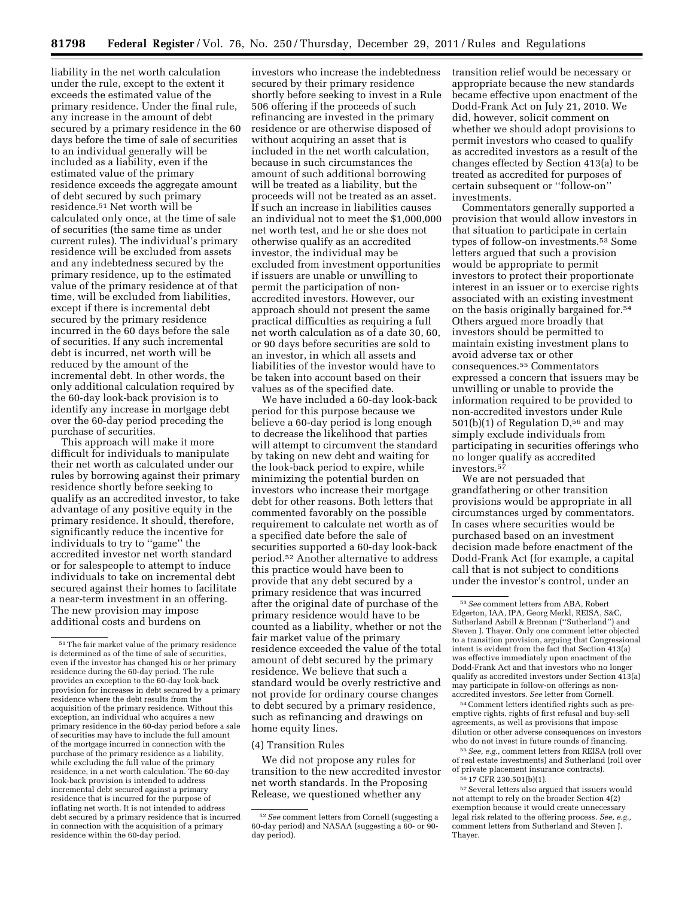liability in the net worth calculation under the rule, except to the extent it exceeds the estimated value of the primary residence. Under the final rule, any increase in the amount of debt secured by a primary residence in the 60 days before the time of sale of securities to an individual generally will be included as a liability, even if the estimated value of the primary residence exceeds the aggregate amount of debt secured by such primary residence.[51] Net worth will be calculated only once, at the time of sale of securities (the same time as under current rules). The individual's primary residence will be excluded from assets and any indebtedness secured by the primary residence, up to the estimated value of the primary residence at of that time, will be excluded from liabilities, except if there is incremental debt secured by the primary residence incurred in the 60 days before the sale of securities. If any such incremental debt is incurred, net worth will be reduced by the amount of the incremental debt. In other words, the only additional calculation required by the 60-day look-back provision is to identify any increase in mortgage debt over the 60-day period preceding the purchase of securities.

This approach will make it more difficult for individuals to manipulate their net worth as calculated under our rules by borrowing against their primary residence shortly before seeking to qualify as an accredited investor, to take advantage of any positive equity in the primary residence. It should, therefore, significantly reduce the incentive for individuals to try to "game" the accredited investor net worth standard or for salespeople to attempt to induce individuals to take on incremental debt secured against their homes to facilitate a near-term investment in an offering. The new provision may impose additional costs and burdens on investors who increase the indebtedness secured by their primary residence shortly before seeking to invest in a Rule 506 offering if the proceeds of such refinancing are invested in the primary residence or are otherwise disposed of without acquiring an asset that is included in the net worth calculation, because in such circumstances the amount of such additional borrowing will be treated as a liability, but the proceeds will not be treated as an asset. If such an increase in liabilities causes an individual not to meet the $1,000,000 net worth test, and he or she does not otherwise qualify as an accredited investor, the individual may be excluded from investment opportunities if issuers are unable or unwilling to permit the participation of non-accredited investors. However, our approach should not present the same practical difficulties as requiring a full net worth calculation as of a date 30, 60, or 90 days before securities are sold to an investor, in which all assets and liabilities of the investor would have to be taken into account based on their values as of the specified date.

We have included a 60-day look-back period for this purpose because we believe a 60-day period is long enough to decrease the likelihood that parties will attempt to circumvent the standard by taking on new debt and waiting for the look-back period to expire, while minimizing the potential burden on investors who increase their mortgage debt for other reasons. Both letters that commented favorably on the possible requirement to calculate net worth as of a specified date before the sale of securities supported a 60-day look-back period.[52] Another alternative to address this practice would have been to provide that any debt secured by a primary residence that was incurred after the original date of purchase of the primary residence would have to be counted as a liability, whether or not the fair market value of the primary residence exceeded the value of the total amount of debt secured by the primary residence. We believe that such a standard would be overly restrictive and not provide for ordinary course changes to debt secured by a primary residence, such as refinancing and drawings on home equity lines.

(4) Transition Rules

We did not propose any rules for transition to the new accredited investor net worth standards. In the Proposing Release, we questioned whether any transition relief would be necessary or appropriate because the new standards became effective upon enactment of the Dodd-Frank Act on July 21, 2010. We did, however, solicit comment on whether we should adopt provisions to permit investors who ceased to qualify as accredited investors as a result of the changes effected by Section 413(a) to be treated as accredited for purposes of certain subsequent or "follow-on" investments.

Commentators generally supported a provision that would allow investors in that situation to participate in certain types of follow-on investments.[53] Some letters argued that such a provision would be appropriate to permit investors to protect their proportionate interest in an issuer or to exercise rights associated with an existing investment on the basis originally bargained for.[54] Others argued more broadly that investors should be permitted to maintain existing investment plans to avoid adverse tax or other consequences.[55] Commentators expressed a concern that issuers may be unwilling or unable to provide the information required to be provided to non-accredited investors under Rule 501(b)(1) of Regulation D,[56] and may simply exclude individuals from participating in securities offerings who no longer qualify as accredited investors.[57]

We are not persuaded that grandfathering or other transition provisions would be appropriate in all circumstances urged by commentators. In cases where securities would be purchased based on an investment decision made before enactment of the Dodd-Frank Act (for example, a capital call that is not subject to conditions under the investor's control, under an

---

[51] The fair market value of the primary residence is determined as of the time of sale of securities, even if the investor has changed his or her primary residence during the 60-day period. The rule provides an exception to the 60-day look-back provision for increases in debt secured by a primary residence where the debt results from the acquisition of the primary residence. Without this exception, an individual who acquires a new primary residence in the 60-day period before a sale of securities may have to include the full amount of the mortgage incurred in connection with the purchase of the primary residence as a liability, while excluding the full value of the primary residence, in a net worth calculation. The 60-day look-back provision is intended to address incremental debt secured against a primary residence that is incurred for the purpose of inflating net worth. It is not intended to address debt secured by a primary residence that is incurred in connection with the acquisition of a primary residence within the 60-day period.

[52] *See* comment letters from Cornell (suggesting a 60-day period) and NASAA (suggesting a 60- or 90-day period).

[53] *See* comment letters from ABA, Robert Edgerton, IAA, IPA, Georg Merkl, REISA, S&C, Sutherland Asbill & Brennan ("Sutherland") and Steven J. Thayer. Only one comment letter objected to a transition provision, arguing that Congressional intent is evident from the fact that Section 413(a) was effective immediately upon enactment of the Dodd-Frank Act and that investors who no longer qualify as accredited investors under Section 413(a) may participate in follow-on offerings as non-accredited investors. *See* letter from Cornell.

[54] Comment letters identified rights such as pre-emptive rights, rights of first refusal and buy-sell agreements, as well as provisions that impose dilution or other adverse consequences on investors who do not invest in future rounds of financing.

[55] *See, e.g.,* comment letters from REISA (roll over of real estate investments) and Sutherland (roll over of private placement insurance contracts).

[56] 17 CFR 230.501(b)(1).

[57] Several letters also argued that issuers would not attempt to rely on the broader Section 4(2) exemption because it would create unnecessary legal risk related to the offering process. *See, e.g.,* comment letters from Sutherland and Steven J. Thayer.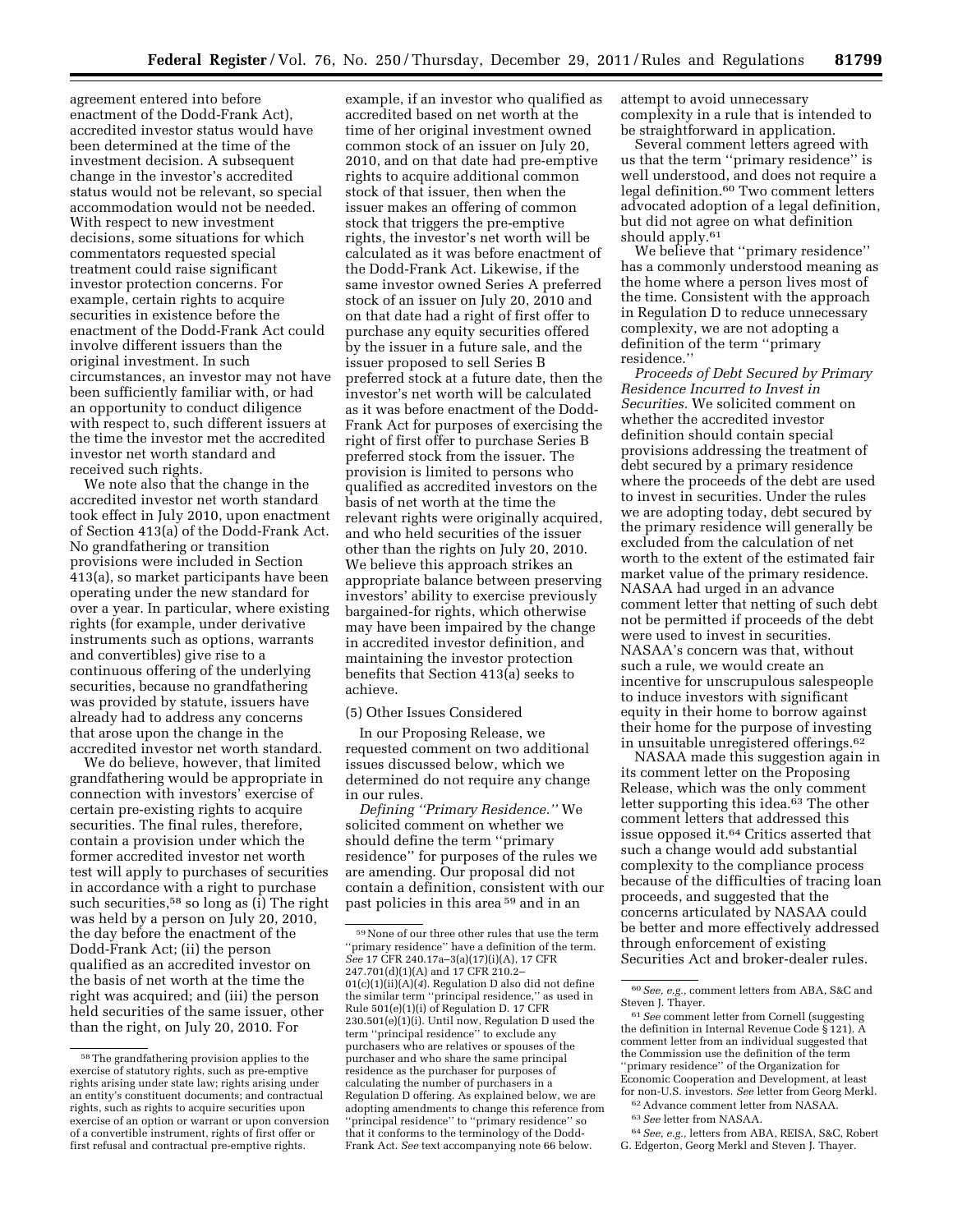agreement entered into before enactment of the Dodd-Frank Act), accredited investor status would have been determined at the time of the investment decision. A subsequent change in the investor's accredited status would not be relevant, so special accommodation would not be needed. With respect to new investment decisions, some situations for which commentators requested special treatment could raise significant investor protection concerns. For example, certain rights to acquire securities in existence before the enactment of the Dodd-Frank Act could involve different issuers than the original investment. In such circumstances, an investor may not have been sufficiently familiar with, or had an opportunity to conduct diligence with respect to, such different issuers at the time the investor met the accredited investor net worth standard and received such rights.

We note also that the change in the accredited investor net worth standard took effect in July 2010, upon enactment of Section 413(a) of the Dodd-Frank Act. No grandfathering or transition provisions were included in Section 413(a), so market participants have been operating under the new standard for over a year. In particular, where existing rights (for example, under derivative instruments such as options, warrants and convertibles) give rise to a continuous offering of the underlying securities, because no grandfathering was provided by statute, issuers have already had to address any concerns that arose upon the change in the accredited investor net worth standard.

We do believe, however, that limited grandfathering would be appropriate in connection with investors' exercise of certain pre-existing rights to acquire securities. The final rules, therefore, contain a provision under which the former accredited investor net worth test will apply to purchases of securities in accordance with a right to purchase such securities,[58] so long as (i) The right was held by a person on July 20, 2010, the day before the enactment of the Dodd-Frank Act; (ii) the person qualified as an accredited investor on the basis of net worth at the time the right was acquired; and (iii) the person held securities of the same issuer, other than the right, on July 20, 2010. For example, if an investor who qualified as accredited based on net worth at the time of her original investment owned common stock of an issuer on July 20, 2010, and on that date had pre-emptive rights to acquire additional common stock of that issuer, then when the issuer makes an offering of common stock that triggers the pre-emptive rights, the investor's net worth will be calculated as it was before enactment of the Dodd-Frank Act. Likewise, if the same investor owned Series A preferred stock of an issuer on July 20, 2010 and on that date had a right of first offer to purchase any equity securities offered by the issuer in a future sale, and the issuer proposed to sell Series B preferred stock at a future date, then the investor's net worth will be calculated as it was before enactment of the Dodd-Frank Act for purposes of exercising the right of first offer to purchase Series B preferred stock from the issuer. The provision is limited to persons who qualified as accredited investors on the basis of net worth at the time the relevant rights were originally acquired, and who held securities of the issuer other than the rights on July 20, 2010. We believe this approach strikes an appropriate balance between preserving investors' ability to exercise previously bargained-for rights, which otherwise may have been impaired by the change in accredited investor definition, and maintaining the investor protection benefits that Section 413(a) seeks to achieve.

(5) Other Issues Considered

In our Proposing Release, we requested comment on two additional issues discussed below, which we determined do not require any change in our rules.

*Defining "Primary Residence."* We solicited comment on whether we should define the term "primary residence" for purposes of the rules we are amending. Our proposal did not contain a definition, consistent with our past policies in this area[59] and in an attempt to avoid unnecessary complexity in a rule that is intended to be straightforward in application.

Several comment letters agreed with us that the term "primary residence" is well understood, and does not require a legal definition.[60] Two comment letters advocated adoption of a legal definition, but did not agree on what definition should apply.[61]

We believe that "primary residence" has a commonly understood meaning as the home where a person lives most of the time. Consistent with the approach in Regulation D to reduce unnecessary complexity, we are not adopting a definition of the term "primary residence."

*Proceeds of Debt Secured by Primary Residence Incurred to Invest in Securities.* We solicited comment on whether the accredited investor definition should contain special provisions addressing the treatment of debt secured by a primary residence where the proceeds of the debt are used to invest in securities. Under the rules we are adopting today, debt secured by the primary residence will generally be excluded from the calculation of net worth to the extent of the estimated fair market value of the primary residence. NASAA had urged in an advance comment letter that netting of such debt not be permitted if proceeds of the debt were used to invest in securities. NASAA's concern was that, without such a rule, we would create an incentive for unscrupulous salespeople to induce investors with significant equity in their home to borrow against their home for the purpose of investing in unsuitable unregistered offerings.[62]

NASAA made this suggestion again in its comment letter on the Proposing Release, which was the only comment letter supporting this idea.[63] The other comment letters that addressed this issue opposed it.[64] Critics asserted that such a change would add substantial complexity to the compliance process because of the difficulties of tracing loan proceeds, and suggested that the concerns articulated by NASAA could be better and more effectively addressed through enforcement of existing Securities Act and broker-dealer rules.

---

[58] The grandfathering provision applies to the exercise of statutory rights, such as pre-emptive rights arising under state law; rights arising under an entity's constituent documents; and contractual rights, such as rights to acquire securities upon exercise of an option or warrant or upon conversion of a convertible instrument, rights of first offer or first refusal and contractual pre-emptive rights.

[59] None of our three other rules that use the term "primary residence" have a definition of the term. *See* 17 CFR 240.17a–3(a)(17)(i)(A), 17 CFR 247.701(d)(1)(A) and 17 CFR 210.2–01(c)(1)(ii)(A)(*4*). Regulation D also did not define the similar term "principal residence," as used in Rule 501(e)(1)(i) of Regulation D. 17 CFR 230.501(e)(1)(i). Until now, Regulation D used the term "principal residence" to exclude any purchasers who are relatives or spouses of the purchaser and who share the same principal residence as the purchaser for purposes of calculating the number of purchasers in a Regulation D offering. As explained below, we are adopting amendments to change this reference from "principal residence" to "primary residence" so that it conforms to the terminology of the Dodd-Frank Act. *See* text accompanying note 66 below.

[60] *See, e.g.,* comment letters from ABA, S&C and Steven J. Thayer.

[61] *See* comment letter from Cornell (suggesting the definition in Internal Revenue Code § 121). A comment letter from an individual suggested that the Commission use the definition of the term "primary residence" of the Organization for Economic Cooperation and Development, at least for non-U.S. investors. *See* letter from Georg Merkl.

[62] Advance comment letter from NASAA.

[63] *See* letter from NASAA.

[64] *See, e.g.,* letters from ABA, REISA, S&C, Robert G. Edgerton, Georg Merkl and Steven J. Thayer.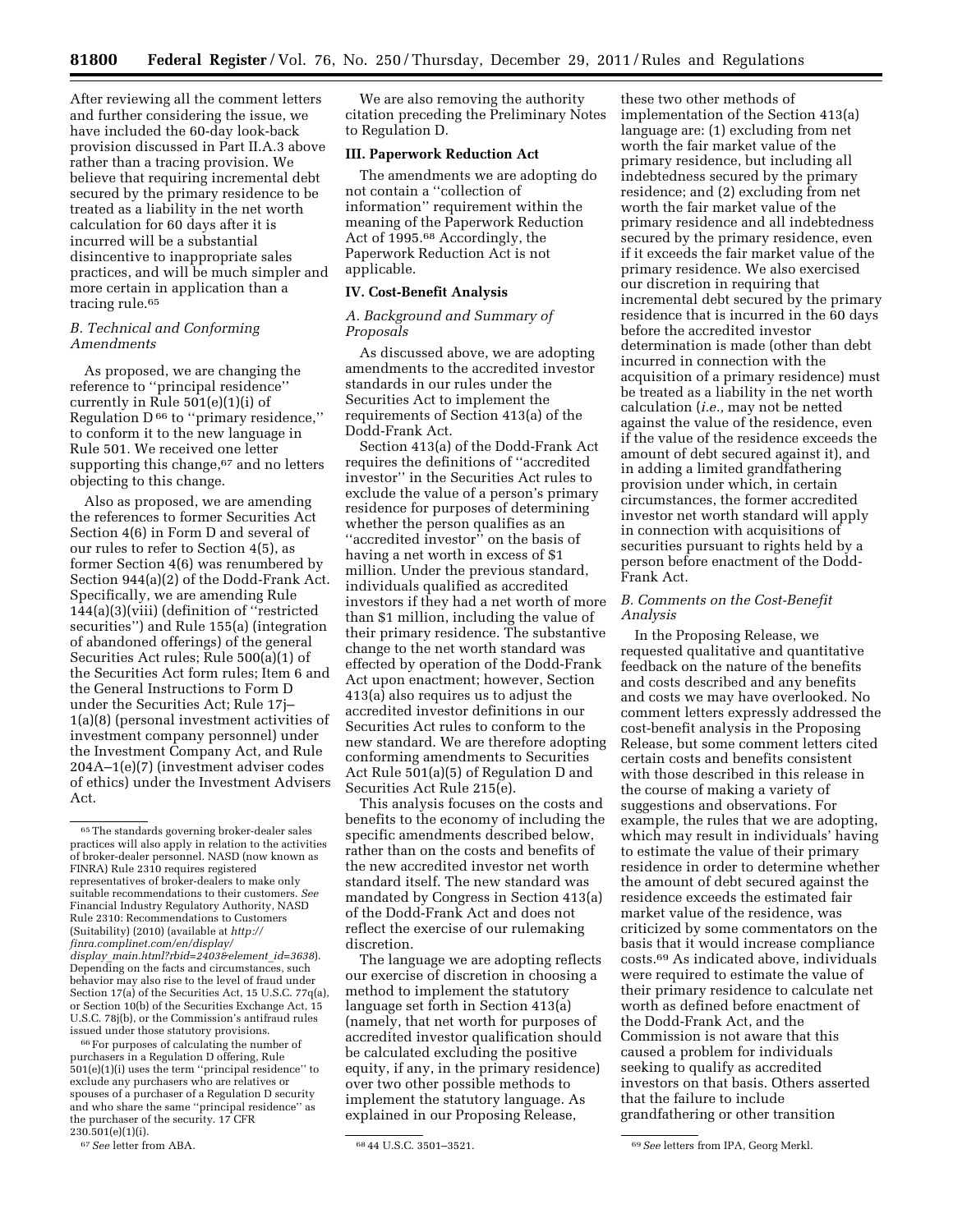After reviewing all the comment letters and further considering the issue, we have included the 60-day look-back provision discussed in Part II.A.3 above rather than a tracing provision. We believe that requiring incremental debt secured by the primary residence to be treated as a liability in the net worth calculation for 60 days after it is incurred will be a substantial disincentive to inappropriate sales practices, and will be much simpler and more certain in application than a tracing rule.[65]

### B. Technical and Conforming Amendments

As proposed, we are changing the reference to ''principal residence'' currently in Rule 501(e)(1)(i) of Regulation D[66] to ''primary residence,'' to conform it to the new language in Rule 501. We received one letter supporting this change,[67] and no letters objecting to this change.

Also as proposed, we are amending the references to former Securities Act Section 4(6) in Form D and several of our rules to refer to Section 4(5), as former Section 4(6) was renumbered by Section 944(a)(2) of the Dodd-Frank Act. Specifically, we are amending Rule 144(a)(3)(viii) (definition of ''restricted securities'') and Rule 155(a) (integration of abandoned offerings) of the general Securities Act rules; Rule 500(a)(1) of the Securities Act form rules; Item 6 and the General Instructions to Form D under the Securities Act; Rule 17j–1(a)(8) (personal investment activities of investment company personnel) under the Investment Company Act, and Rule 204A–1(e)(7) (investment adviser codes of ethics) under the Investment Advisers Act.

We are also removing the authority citation preceding the Preliminary Notes to Regulation D.

## III. Paperwork Reduction Act

The amendments we are adopting do not contain a ''collection of information'' requirement within the meaning of the Paperwork Reduction Act of 1995.[68] Accordingly, the Paperwork Reduction Act is not applicable.

## IV. Cost-Benefit Analysis

### A. Background and Summary of Proposals

As discussed above, we are adopting amendments to the accredited investor standards in our rules under the Securities Act to implement the requirements of Section 413(a) of the Dodd-Frank Act.

Section 413(a) of the Dodd-Frank Act requires the definitions of ''accredited investor'' in the Securities Act rules to exclude the value of a person's primary residence for purposes of determining whether the person qualifies as an ''accredited investor'' on the basis of having a net worth in excess of $1 million. Under the previous standard, individuals qualified as accredited investors if they had a net worth of more than $1 million, including the value of their primary residence. The substantive change to the net worth standard was effected by operation of the Dodd-Frank Act upon enactment; however, Section 413(a) also requires us to adjust the accredited investor definitions in our Securities Act rules to conform to the new standard. We are therefore adopting conforming amendments to Securities Act Rule 501(a)(5) of Regulation D and Securities Act Rule 215(e).

This analysis focuses on the costs and benefits to the economy of including the specific amendments described below, rather than on the costs and benefits of the new accredited investor net worth standard itself. The new standard was mandated by Congress in Section 413(a) of the Dodd-Frank Act and does not reflect the exercise of our rulemaking discretion.

The language we are adopting reflects our exercise of discretion in choosing a method to implement the statutory language set forth in Section 413(a) (namely, that net worth for purposes of accredited investor qualification should be calculated excluding the positive equity, if any, in the primary residence) over two other possible methods to implement the statutory language. As explained in our Proposing Release, these two other methods of implementation of the Section 413(a) language are: (1) excluding from net worth the fair market value of the primary residence, but including all indebtedness secured by the primary residence; and (2) excluding from net worth the fair market value of the primary residence and all indebtedness secured by the primary residence, even if it exceeds the fair market value of the primary residence. We also exercised our discretion in requiring that incremental debt secured by the primary residence that is incurred in the 60 days before the accredited investor determination is made (other than debt incurred in connection with the acquisition of a primary residence) must be treated as a liability in the net worth calculation (*i.e.,* may not be netted against the value of the residence, even if the value of the residence exceeds the amount of debt secured against it), and in adding a limited grandfathering provision under which, in certain circumstances, the former accredited investor net worth standard will apply in connection with acquisitions of securities pursuant to rights held by a person before enactment of the Dodd-Frank Act.

### B. Comments on the Cost-Benefit Analysis

In the Proposing Release, we requested qualitative and quantitative feedback on the nature of the benefits and costs described and any benefits and costs we may have overlooked. No comment letters expressly addressed the cost-benefit analysis in the Proposing Release, but some comment letters cited certain costs and benefits consistent with those described in this release in the course of making a variety of suggestions and observations. For example, the rules that we are adopting, which may result in individuals' having to estimate the value of their primary residence in order to determine whether the amount of debt secured against the residence exceeds the estimated fair market value of the residence, was criticized by some commentators on the basis that it would increase compliance costs.[69] As indicated above, individuals were required to estimate the value of their primary residence to calculate net worth as defined before enactment of the Dodd-Frank Act, and the Commission is not aware that this caused a problem for individuals seeking to qualify as accredited investors on that basis. Others asserted that the failure to include grandfathering or other transition

---

[65] The standards governing broker-dealer sales practices will also apply in relation to the activities of broker-dealer personnel. NASD (now known as FINRA) Rule 2310 requires registered representatives of broker-dealers to make only suitable recommendations to their customers. *See* Financial Industry Regulatory Authority, NASD Rule 2310: Recommendations to Customers (Suitability) (2010) (available at *http://finra.complinet.com/en/display/display_main.html?rbid=2403&element_id=3638*). Depending on the facts and circumstances, such behavior may also rise to the level of fraud under Section 17(a) of the Securities Act, 15 U.S.C. 77q(a), or Section 10(b) of the Securities Exchange Act, 15 U.S.C. 78j(b), or the Commission's antifraud rules issued under those statutory provisions.

[66] For purposes of calculating the number of purchasers in a Regulation D offering, Rule 501(e)(1)(i) uses the term ''principal residence'' to exclude any purchasers who are relatives or spouses of a purchaser of a Regulation D security and who share the same ''principal residence'' as the purchaser of the security. 17 CFR 230.501(e)(1)(i).

[67] *See* letter from ABA.

[68] 44 U.S.C. 3501–3521.

[69] *See* letters from IPA, Georg Merkl.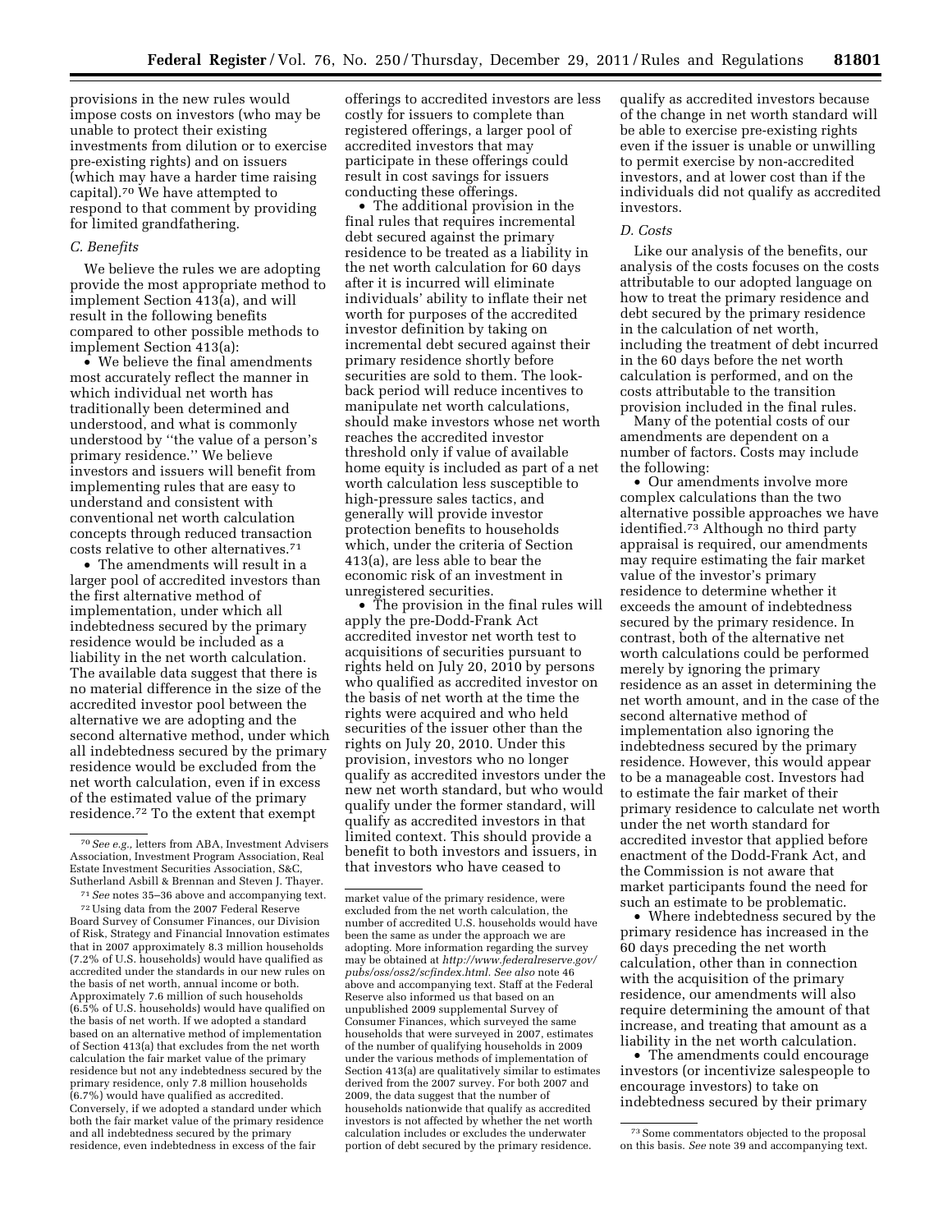provisions in the new rules would impose costs on investors (who may be unable to protect their existing investments from dilution or to exercise pre-existing rights) and on issuers (which may have a harder time raising capital).[70] We have attempted to respond to that comment by providing for limited grandfathering.

### C. Benefits

We believe the rules we are adopting provide the most appropriate method to implement Section 413(a), and will result in the following benefits compared to other possible methods to implement Section 413(a):

- We believe the final amendments most accurately reflect the manner in which individual net worth has traditionally been determined and understood, and what is commonly understood by "the value of a person's primary residence." We believe investors and issuers will benefit from implementing rules that are easy to understand and consistent with conventional net worth calculation concepts through reduced transaction costs relative to other alternatives.[71]
- The amendments will result in a larger pool of accredited investors than the first alternative method of implementation, under which all indebtedness secured by the primary residence would be included as a liability in the net worth calculation. The available data suggest that there is no material difference in the size of the accredited investor pool between the alternative we are adopting and the second alternative method, under which all indebtedness secured by the primary residence would be excluded from the net worth calculation, even if in excess of the estimated value of the primary residence.[72] To the extent that exempt offerings to accredited investors are less costly for issuers to complete than registered offerings, a larger pool of accredited investors that may participate in these offerings could result in cost savings for issuers conducting these offerings.
- The additional provision in the final rules that requires incremental debt secured against the primary residence to be treated as a liability in the net worth calculation for 60 days after it is incurred will eliminate individuals' ability to inflate their net worth for purposes of the accredited investor definition by taking on incremental debt secured against their primary residence shortly before securities are sold to them. The look-back period will reduce incentives to manipulate net worth calculations, should make investors whose net worth reaches the accredited investor threshold only if value of available home equity is included as part of a net worth calculation less susceptible to high-pressure sales tactics, and generally will provide investor protection benefits to households which, under the criteria of Section 413(a), are less able to bear the economic risk of an investment in unregistered securities.
- The provision in the final rules will apply the pre-Dodd-Frank Act accredited investor net worth test to acquisitions of securities pursuant to rights held on July 20, 2010 by persons who qualified as accredited investor on the basis of net worth at the time the rights were acquired and who held securities of the issuer other than the rights on July 20, 2010. Under this provision, investors who no longer qualify as accredited investors under the new net worth standard, but who would qualify under the former standard, will qualify as accredited investors in that limited context. This should provide a benefit to both investors and issuers, in that investors who have ceased to qualify as accredited investors because of the change in net worth standard will be able to exercise pre-existing rights even if the issuer is unable or unwilling to permit exercise by non-accredited investors, and at lower cost than if the individuals did not qualify as accredited investors.

### D. Costs

Like our analysis of the benefits, our analysis of the costs focuses on the costs attributable to our adopted language on how to treat the primary residence and debt secured by the primary residence in the calculation of net worth, including the treatment of debt incurred in the 60 days before the net worth calculation is performed, and on the costs attributable to the transition provision included in the final rules.

Many of the potential costs of our amendments are dependent on a number of factors. Costs may include the following:

- Our amendments involve more complex calculations than the two alternative possible approaches we have identified.[73] Although no third party appraisal is required, our amendments may require estimating the fair market value of the investor's primary residence to determine whether it exceeds the amount of indebtedness secured by the primary residence. In contrast, both of the alternative net worth calculations could be performed merely by ignoring the primary residence as an asset in determining the net worth amount, and in the case of the second alternative method of implementation also ignoring the indebtedness secured by the primary residence. This would appear to be a manageable cost. Investors had to estimate the fair market of their primary residence to calculate net worth under the net worth standard for accredited investor that applied before enactment of the Dodd-Frank Act, and the Commission is not aware that market participants found the need for such an estimate to be problematic.
- Where indebtedness secured by the primary residence has increased in the 60 days preceding the net worth calculation, other than in connection with the acquisition of the primary residence, our amendments will also require determining the amount of that increase, and treating that amount as a liability in the net worth calculation.
- The amendments could encourage investors (or incentivize salespeople to encourage investors) to take on indebtedness secured by their primary

---

[70] *See e.g.,* letters from ABA, Investment Advisers Association, Investment Program Association, Real Estate Investment Securities Association, S&C, Sutherland Asbill & Brennan and Steven J. Thayer.

[71] *See* notes 35–36 above and accompanying text.

[72] Using data from the 2007 Federal Reserve Board Survey of Consumer Finances, our Division of Risk, Strategy and Financial Innovation estimates that in 2007 approximately 8.3 million households (7.2% of U.S. households) would have qualified as accredited under the standards in our new rules on the basis of net worth, annual income or both. Approximately 7.6 million of such households (6.5% of U.S. households) would have qualified on the basis of net worth. If we adopted a standard based on an alternative method of implementation of Section 413(a) that excludes from the net worth calculation the fair market value of the primary residence but not any indebtedness secured by the primary residence, only 7.8 million households (6.7%) would have qualified as accredited. Conversely, if we adopted a standard under which both the fair market value of the primary residence and all indebtedness secured by the primary residence, even indebtedness in excess of the fair market value of the primary residence, were excluded from the net worth calculation, the number of accredited U.S. households would have been the same as under the approach we are adopting. More information regarding the survey may be obtained at *http://www.federalreserve.gov/pubs/oss/oss2/scfindex.html. See also* note 46 above and accompanying text. Staff at the Federal Reserve also informed us that based on an unpublished 2009 supplemental Survey of Consumer Finances, which surveyed the same households that were surveyed in 2007, estimates of the number of qualifying households in 2009 under the various methods of implementation of Section 413(a) are qualitatively similar to estimates derived from the 2007 survey. For both 2007 and 2009, the data suggest that the number of households nationwide that qualify as accredited investors is not affected by whether the net worth calculation includes or excludes the underwater portion of debt secured by the primary residence.

[73] Some commentators objected to the proposal on this basis. *See* note 39 and accompanying text.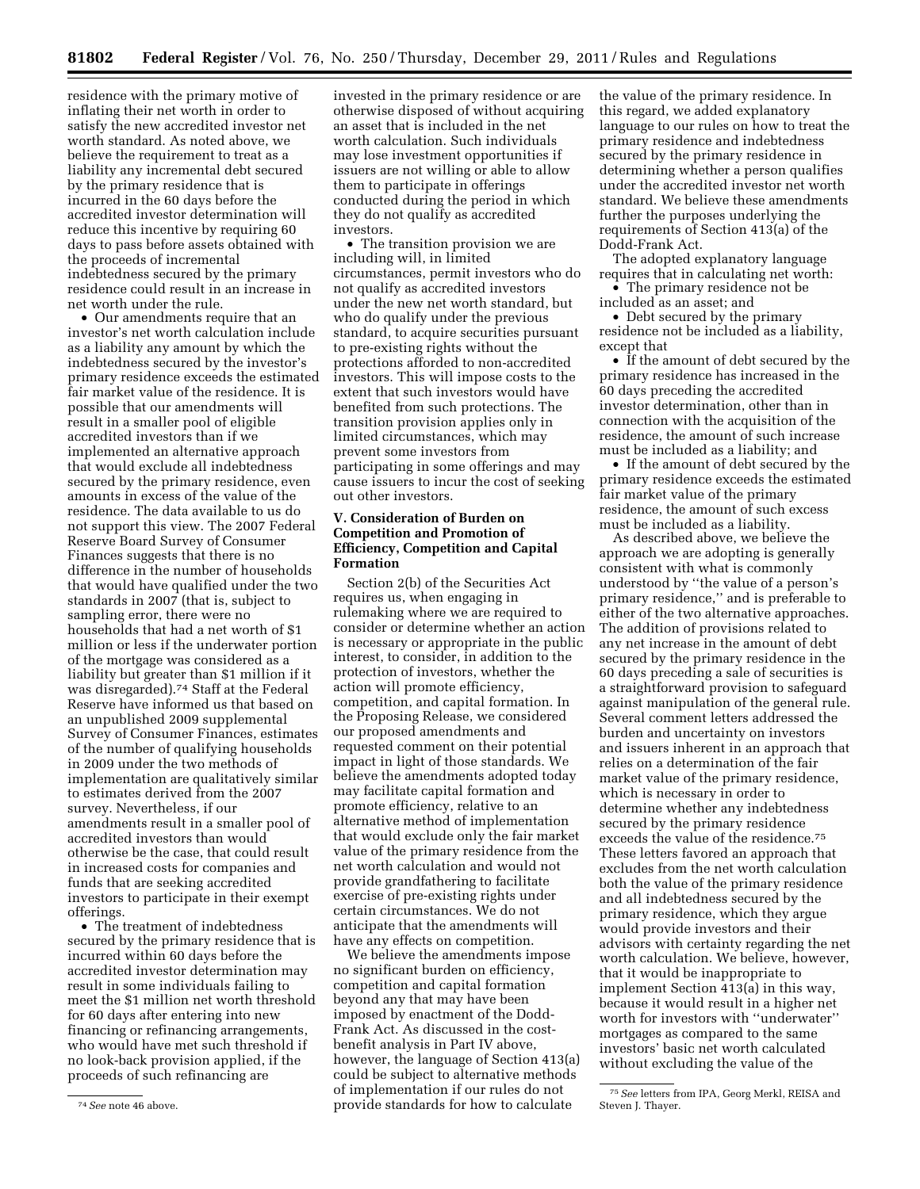residence with the primary motive of inflating their net worth in order to satisfy the new accredited investor net worth standard. As noted above, we believe the requirement to treat as a liability any incremental debt secured by the primary residence that is incurred in the 60 days before the accredited investor determination will reduce this incentive by requiring 60 days to pass before assets obtained with the proceeds of incremental indebtedness secured by the primary residence could result in an increase in net worth under the rule.

- Our amendments require that an investor's net worth calculation include as a liability any amount by which the indebtedness secured by the investor's primary residence exceeds the estimated fair market value of the residence. It is possible that our amendments will result in a smaller pool of eligible accredited investors than if we implemented an alternative approach that would exclude all indebtedness secured by the primary residence, even amounts in excess of the value of the residence. The data available to us do not support this view. The 2007 Federal Reserve Board Survey of Consumer Finances suggests that there is no difference in the number of households that would have qualified under the two standards in 2007 (that is, subject to sampling error, there were no households that had a net worth of $1 million or less if the underwater portion of the mortgage was considered as a liability but greater than $1 million if it was disregarded).[74] Staff at the Federal Reserve have informed us that based on an unpublished 2009 supplemental Survey of Consumer Finances, estimates of the number of qualifying households in 2009 under the two methods of implementation are qualitatively similar to estimates derived from the 2007 survey. Nevertheless, if our amendments result in a smaller pool of accredited investors than would otherwise be the case, that could result in increased costs for companies and funds that are seeking accredited investors to participate in their exempt offerings.
- The treatment of indebtedness secured by the primary residence that is incurred within 60 days before the accredited investor determination may result in some individuals failing to meet the $1 million net worth threshold for 60 days after entering into new financing or refinancing arrangements, who would have met such threshold if no look-back provision applied, if the proceeds of such refinancing are invested in the primary residence or are otherwise disposed of without acquiring an asset that is included in the net worth calculation. Such individuals may lose investment opportunities if issuers are not willing or able to allow them to participate in offerings conducted during the period in which they do not qualify as accredited investors.
- The transition provision we are including will, in limited circumstances, permit investors who do not qualify as accredited investors under the new net worth standard, but who do qualify under the previous standard, to acquire securities pursuant to pre-existing rights without the protections afforded to non-accredited investors. This will impose costs to the extent that such investors would have benefited from such protections. The transition provision applies only in limited circumstances, which may prevent some investors from participating in some offerings and may cause issuers to incur the cost of seeking out other investors.

## V. Consideration of Burden on Competition and Promotion of Efficiency, Competition and Capital Formation

Section 2(b) of the Securities Act requires us, when engaging in rulemaking where we are required to consider or determine whether an action is necessary or appropriate in the public interest, to consider, in addition to the protection of investors, whether the action will promote efficiency, competition, and capital formation. In the Proposing Release, we considered our proposed amendments and requested comment on their potential impact in light of those standards. We believe the amendments adopted today may facilitate capital formation and promote efficiency, relative to an alternative method of implementation that would exclude only the fair market value of the primary residence from the net worth calculation and would not provide grandfathering to facilitate exercise of pre-existing rights under certain circumstances. We do not anticipate that the amendments will have any effects on competition.

We believe the amendments impose no significant burden on efficiency, competition and capital formation beyond any that may have been imposed by enactment of the Dodd-Frank Act. As discussed in the cost-benefit analysis in Part IV above, however, the language of Section 413(a) could be subject to alternative methods of implementation if our rules do not provide standards for how to calculate the value of the primary residence. In this regard, we added explanatory language to our rules on how to treat the primary residence and indebtedness secured by the primary residence in determining whether a person qualifies under the accredited investor net worth standard. We believe these amendments further the purposes underlying the requirements of Section 413(a) of the Dodd-Frank Act.

The adopted explanatory language requires that in calculating net worth:

- The primary residence not be included as an asset; and
- Debt secured by the primary residence not be included as a liability, except that
- If the amount of debt secured by the primary residence has increased in the 60 days preceding the accredited investor determination, other than in connection with the acquisition of the residence, the amount of such increase must be included as a liability; and
- If the amount of debt secured by the primary residence exceeds the estimated fair market value of the primary residence, the amount of such excess must be included as a liability.

As described above, we believe the approach we are adopting is generally consistent with what is commonly understood by "the value of a person's primary residence," and is preferable to either of the two alternative approaches. The addition of provisions related to any net increase in the amount of debt secured by the primary residence in the 60 days preceding a sale of securities is a straightforward provision to safeguard against manipulation of the general rule. Several comment letters addressed the burden and uncertainty on investors and issuers inherent in an approach that relies on a determination of the fair market value of the primary residence, which is necessary in order to determine whether any indebtedness secured by the primary residence exceeds the value of the residence.[75] These letters favored an approach that excludes from the net worth calculation both the value of the primary residence and all indebtedness secured by the primary residence, which they argue would provide investors and their advisors with certainty regarding the net worth calculation. We believe, however, that it would be inappropriate to implement Section 413(a) in this way, because it would result in a higher net worth for investors with "underwater" mortgages as compared to the same investors' basic net worth calculated without excluding the value of the

---

[74] *See* note 46 above.

[75] *See* letters from IPA, Georg Merkl, REISA and Steven J. Thayer.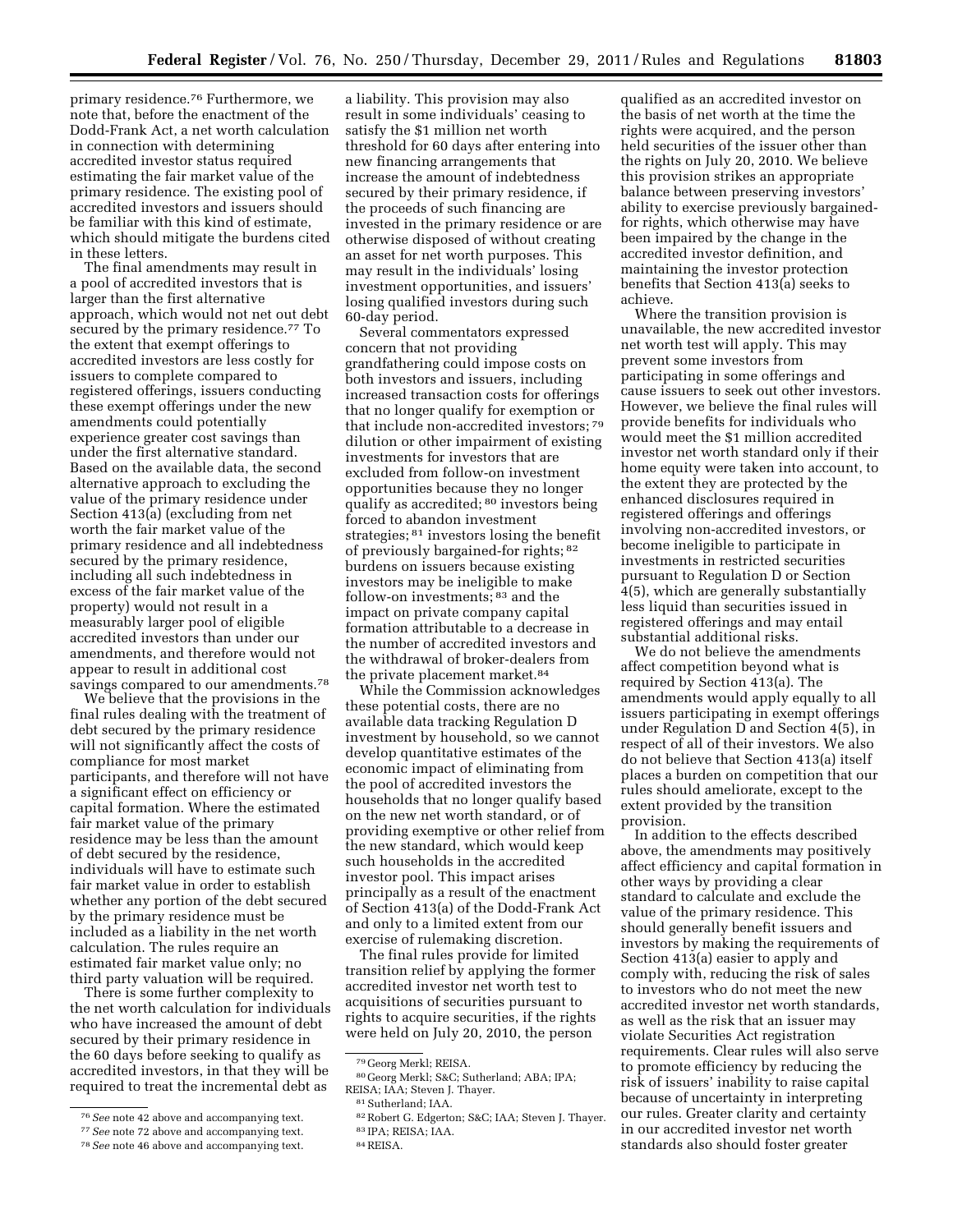primary residence.[76] Furthermore, we note that, before the enactment of the Dodd-Frank Act, a net worth calculation in connection with determining accredited investor status required estimating the fair market value of the primary residence. The existing pool of accredited investors and issuers should be familiar with this kind of estimate, which should mitigate the burdens cited in these letters.

The final amendments may result in a pool of accredited investors that is larger than the first alternative approach, which would not net out debt secured by the primary residence.[77] To the extent that exempt offerings to accredited investors are less costly for issuers to complete compared to registered offerings, issuers conducting these exempt offerings under the new amendments could potentially experience greater cost savings than under the first alternative standard. Based on the available data, the second alternative approach to excluding the value of the primary residence under Section 413(a) (excluding from net worth the fair market value of the primary residence and all indebtedness secured by the primary residence, including all such indebtedness in excess of the fair market value of the property) would not result in a measurably larger pool of eligible accredited investors than under our amendments, and therefore would not appear to result in additional cost savings compared to our amendments.[78]

We believe that the provisions in the final rules dealing with the treatment of debt secured by the primary residence will not significantly affect the costs of compliance for most market participants, and therefore will not have a significant effect on efficiency or capital formation. Where the estimated fair market value of the primary residence may be less than the amount of debt secured by the residence, individuals will have to estimate such fair market value in order to establish whether any portion of the debt secured by the primary residence must be included as a liability in the net worth calculation. The rules require an estimated fair market value only; no third party valuation will be required.

There is some further complexity to the net worth calculation for individuals who have increased the amount of debt secured by their primary residence in the 60 days before seeking to qualify as accredited investors, in that they will be required to treat the incremental debt as a liability. This provision may also result in some individuals' ceasing to satisfy the $1 million net worth threshold for 60 days after entering into new financing arrangements that increase the amount of indebtedness secured by their primary residence, if the proceeds of such financing are invested in the primary residence or are otherwise disposed of without creating an asset for net worth purposes. This may result in the individuals' losing investment opportunities, and issuers' losing qualified investors during such 60-day period.

Several commentators expressed concern that not providing grandfathering could impose costs on both investors and issuers, including increased transaction costs for offerings that no longer qualify for exemption or that include non-accredited investors;[79] dilution or other impairment of existing investments for investors that are excluded from follow-on investment opportunities because they no longer qualify as accredited;[80] investors being forced to abandon investment strategies;[81] investors losing the benefit of previously bargained-for rights;[82] burdens on issuers because existing investors may be ineligible to make follow-on investments;[83] and the impact on private company capital formation attributable to a decrease in the number of accredited investors and the withdrawal of broker-dealers from the private placement market.[84]

While the Commission acknowledges these potential costs, there are no available data tracking Regulation D investment by household, so we cannot develop quantitative estimates of the economic impact of eliminating from the pool of accredited investors the households that no longer qualify based on the new net worth standard, or of providing exemptive or other relief from the new standard, which would keep such households in the accredited investor pool. This impact arises principally as a result of the enactment of Section 413(a) of the Dodd-Frank Act and only to a limited extent from our exercise of rulemaking discretion.

The final rules provide for limited transition relief by applying the former accredited investor net worth test to acquisitions of securities pursuant to rights to acquire securities, if the rights were held on July 20, 2010, the person qualified as an accredited investor on the basis of net worth at the time the rights were acquired, and the person held securities of the issuer other than the rights on July 20, 2010. We believe this provision strikes an appropriate balance between preserving investors' ability to exercise previously bargained-for rights, which otherwise may have been impaired by the change in the accredited investor definition, and maintaining the investor protection benefits that Section 413(a) seeks to achieve.

Where the transition provision is unavailable, the new accredited investor net worth test will apply. This may prevent some investors from participating in some offerings and cause issuers to seek out other investors. However, we believe the final rules will provide benefits for individuals who would meet the $1 million accredited investor net worth standard only if their home equity were taken into account, to the extent they are protected by the enhanced disclosures required in registered offerings and offerings involving non-accredited investors, or become ineligible to participate in investments in restricted securities pursuant to Regulation D or Section 4(5), which are generally substantially less liquid than securities issued in registered offerings and may entail substantial additional risks.

We do not believe the amendments affect competition beyond what is required by Section 413(a). The amendments would apply equally to all issuers participating in exempt offerings under Regulation D and Section 4(5), in respect of all of their investors. We also do not believe that Section 413(a) itself places a burden on competition that our rules should ameliorate, except to the extent provided by the transition provision.

In addition to the effects described above, the amendments may positively affect efficiency and capital formation in other ways by providing a clear standard to calculate and exclude the value of the primary residence. This should generally benefit issuers and investors by making the requirements of Section 413(a) easier to apply and comply with, reducing the risk of sales to investors who do not meet the new accredited investor net worth standards, as well as the risk that an issuer may violate Securities Act registration requirements. Clear rules will also serve to promote efficiency by reducing the risk of issuers' inability to raise capital because of uncertainty in interpreting our rules. Greater clarity and certainty in our accredited investor net worth standards also should foster greater

---

[76] *See* note 42 above and accompanying text.

[77] *See* note 72 above and accompanying text.

[78] *See* note 46 above and accompanying text.

[79] Georg Merkl; REISA.

[80] Georg Merkl; S&C; Sutherland; ABA; IPA; REISA; IAA; Steven J. Thayer.

[81] Sutherland; IAA.

[82] Robert G. Edgerton; S&C; IAA; Steven J. Thayer.

[83] IPA; REISA; IAA.

[84] REISA.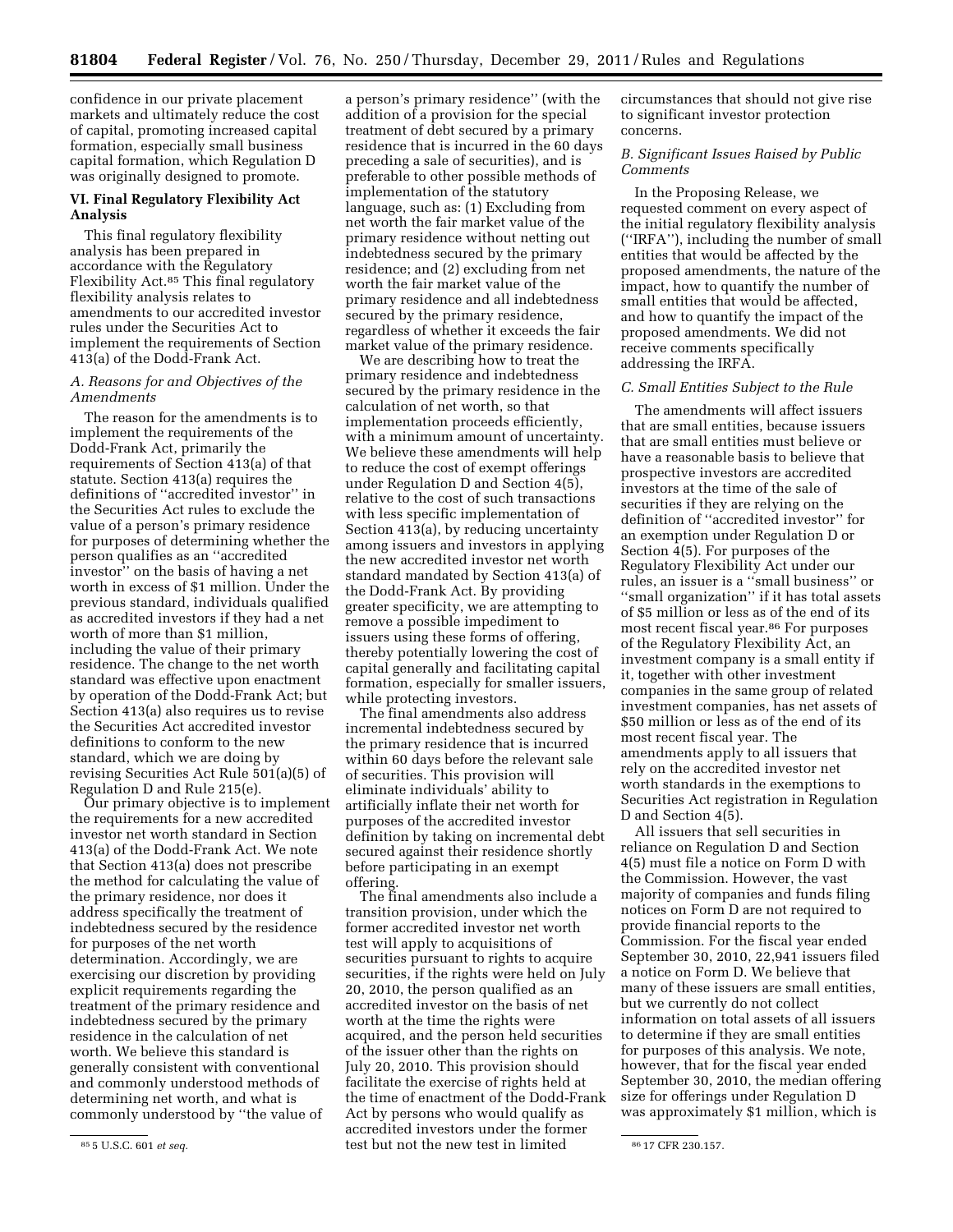confidence in our private placement markets and ultimately reduce the cost of capital, promoting increased capital formation, especially small business capital formation, which Regulation D was originally designed to promote.

## VI. Final Regulatory Flexibility Act Analysis

This final regulatory flexibility analysis has been prepared in accordance with the Regulatory Flexibility Act.[85] This final regulatory flexibility analysis relates to amendments to our accredited investor rules under the Securities Act to implement the requirements of Section 413(a) of the Dodd-Frank Act.

### A. Reasons for and Objectives of the Amendments

The reason for the amendments is to implement the requirements of the Dodd-Frank Act, primarily the requirements of Section 413(a) of that statute. Section 413(a) requires the definitions of ''accredited investor'' in the Securities Act rules to exclude the value of a person's primary residence for purposes of determining whether the person qualifies as an ''accredited investor'' on the basis of having a net worth in excess of $1 million. Under the previous standard, individuals qualified as accredited investors if they had a net worth of more than $1 million, including the value of their primary residence. The change to the net worth standard was effective upon enactment by operation of the Dodd-Frank Act; but Section 413(a) also requires us to revise the Securities Act accredited investor definitions to conform to the new standard, which we are doing by revising Securities Act Rule 501(a)(5) of Regulation D and Rule 215(e).

Our primary objective is to implement the requirements for a new accredited investor net worth standard in Section 413(a) of the Dodd-Frank Act. We note that Section 413(a) does not prescribe the method for calculating the value of the primary residence, nor does it address specifically the treatment of indebtedness secured by the residence for purposes of the net worth determination. Accordingly, we are exercising our discretion by providing explicit requirements regarding the treatment of the primary residence and indebtedness secured by the primary residence in the calculation of net worth. We believe this standard is generally consistent with conventional and commonly understood methods of determining net worth, and what is commonly understood by ''the value of a person's primary residence'' (with the addition of a provision for the special treatment of debt secured by a primary residence that is incurred in the 60 days preceding a sale of securities), and is preferable to other possible methods of implementation of the statutory language, such as: (1) Excluding from net worth the fair market value of the primary residence without netting out indebtedness secured by the primary residence; and (2) excluding from net worth the fair market value of the primary residence and all indebtedness secured by the primary residence, regardless of whether it exceeds the fair market value of the primary residence.

We are describing how to treat the primary residence and indebtedness secured by the primary residence in the calculation of net worth, so that implementation proceeds efficiently, with a minimum amount of uncertainty. We believe these amendments will help to reduce the cost of exempt offerings under Regulation D and Section 4(5), relative to the cost of such transactions with less specific implementation of Section 413(a), by reducing uncertainty among issuers and investors in applying the new accredited investor net worth standard mandated by Section 413(a) of the Dodd-Frank Act. By providing greater specificity, we are attempting to remove a possible impediment to issuers using these forms of offering, thereby potentially lowering the cost of capital generally and facilitating capital formation, especially for smaller issuers, while protecting investors.

The final amendments also address incremental indebtedness secured by the primary residence that is incurred within 60 days before the relevant sale of securities. This provision will eliminate individuals' ability to artificially inflate their net worth for purposes of the accredited investor definition by taking on incremental debt secured against their residence shortly before participating in an exempt offering.

The final amendments also include a transition provision, under which the former accredited investor net worth test will apply to acquisitions of securities pursuant to rights to acquire securities, if the rights were held on July 20, 2010, the person qualified as an accredited investor on the basis of net worth at the time the rights were acquired, and the person held securities of the issuer other than the rights on July 20, 2010. This provision should facilitate the exercise of rights held at the time of enactment of the Dodd-Frank Act by persons who would qualify as accredited investors under the former test but not the new test in limited circumstances that should not give rise to significant investor protection concerns.

### B. Significant Issues Raised by Public Comments

In the Proposing Release, we requested comment on every aspect of the initial regulatory flexibility analysis (''IRFA''), including the number of small entities that would be affected by the proposed amendments, the nature of the impact, how to quantify the number of small entities that would be affected, and how to quantify the impact of the proposed amendments. We did not receive comments specifically addressing the IRFA.

### C. Small Entities Subject to the Rule

The amendments will affect issuers that are small entities, because issuers that are small entities must believe or have a reasonable basis to believe that prospective investors are accredited investors at the time of the sale of securities if they are relying on the definition of ''accredited investor'' for an exemption under Regulation D or Section 4(5). For purposes of the Regulatory Flexibility Act under our rules, an issuer is a ''small business'' or ''small organization'' if it has total assets of $5 million or less as of the end of its most recent fiscal year.[86] For purposes of the Regulatory Flexibility Act, an investment company is a small entity if it, together with other investment companies in the same group of related investment companies, has net assets of $50 million or less as of the end of its most recent fiscal year. The amendments apply to all issuers that rely on the accredited investor net worth standards in the exemptions to Securities Act registration in Regulation D and Section 4(5).

All issuers that sell securities in reliance on Regulation D and Section 4(5) must file a notice on Form D with the Commission. However, the vast majority of companies and funds filing notices on Form D are not required to provide financial reports to the Commission. For the fiscal year ended September 30, 2010, 22,941 issuers filed a notice on Form D. We believe that many of these issuers are small entities, but we currently do not collect information on total assets of all issuers to determine if they are small entities for purposes of this analysis. We note, however, that for the fiscal year ended September 30, 2010, the median offering size for offerings under Regulation D was approximately $1 million, which is

[85] 5 U.S.C. 601 *et seq.*

[86] 17 CFR 230.157.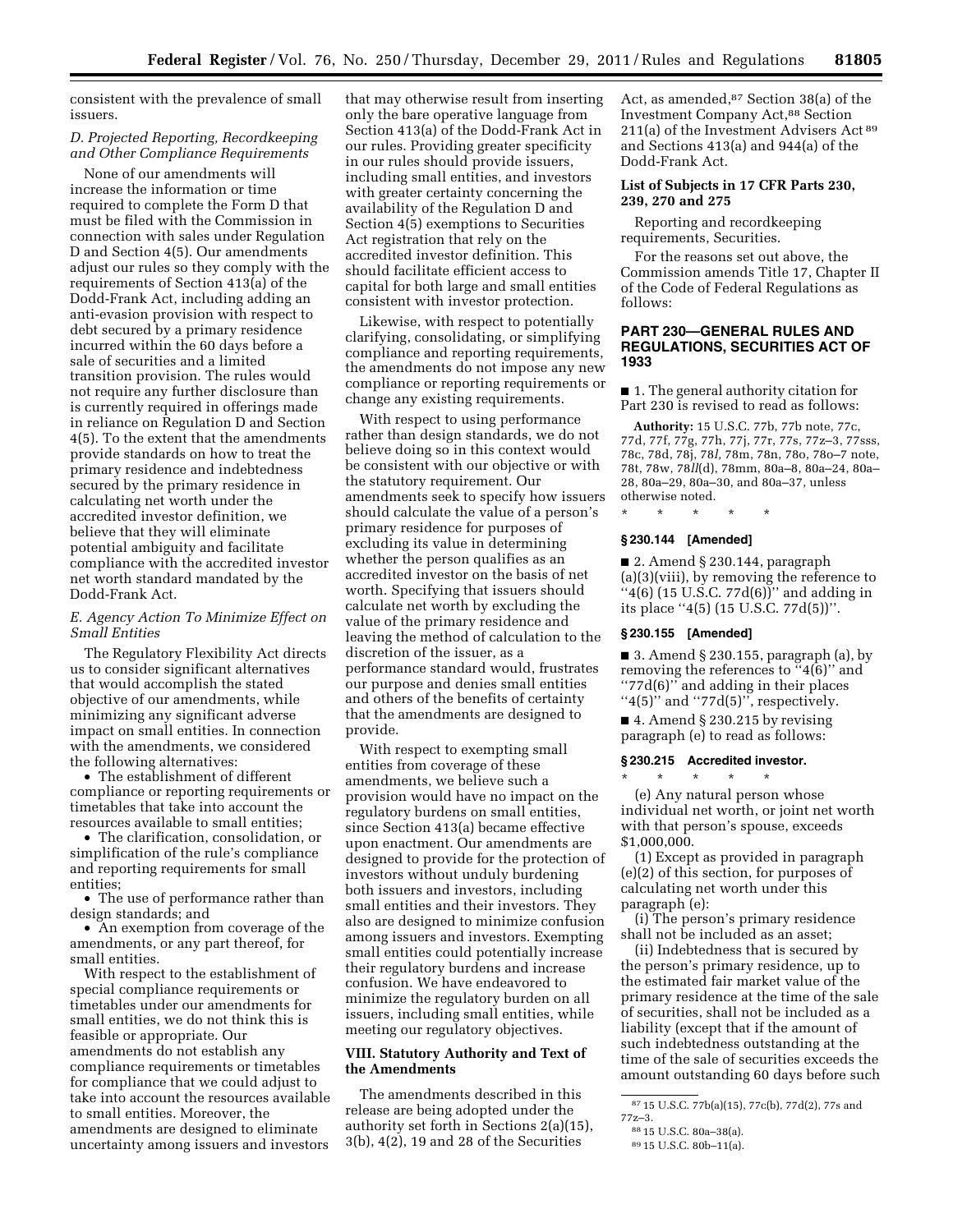consistent with the prevalence of small issuers.

### *D. Projected Reporting, Recordkeeping and Other Compliance Requirements*

None of our amendments will increase the information or time required to complete the Form D that must be filed with the Commission in connection with sales under Regulation D and Section 4(5). Our amendments adjust our rules so they comply with the requirements of Section 413(a) of the Dodd-Frank Act, including adding an anti-evasion provision with respect to debt secured by a primary residence incurred within the 60 days before a sale of securities and a limited transition provision. The rules would not require any further disclosure than is currently required in offerings made in reliance on Regulation D and Section 4(5). To the extent that the amendments provide standards on how to treat the primary residence and indebtedness secured by the primary residence in calculating net worth under the accredited investor definition, we believe that they will eliminate potential ambiguity and facilitate compliance with the accredited investor net worth standard mandated by the Dodd-Frank Act.

### *E. Agency Action To Minimize Effect on Small Entities*

The Regulatory Flexibility Act directs us to consider significant alternatives that would accomplish the stated objective of our amendments, while minimizing any significant adverse impact on small entities. In connection with the amendments, we considered the following alternatives:

- The establishment of different compliance or reporting requirements or timetables that take into account the resources available to small entities;
- The clarification, consolidation, or simplification of the rule's compliance and reporting requirements for small entities;
- The use of performance rather than design standards; and
- An exemption from coverage of the amendments, or any part thereof, for small entities.

With respect to the establishment of special compliance requirements or timetables under our amendments for small entities, we do not think this is feasible or appropriate. Our amendments do not establish any compliance requirements or timetables for compliance that we could adjust to take into account the resources available to small entities. Moreover, the amendments are designed to eliminate uncertainty among issuers and investors that may otherwise result from inserting only the bare operative language from Section 413(a) of the Dodd-Frank Act in our rules. Providing greater specificity in our rules should provide issuers, including small entities, and investors with greater certainty concerning the availability of the Regulation D and Section 4(5) exemptions to Securities Act registration that rely on the accredited investor definition. This should facilitate efficient access to capital for both large and small entities consistent with investor protection.

Likewise, with respect to potentially clarifying, consolidating, or simplifying compliance and reporting requirements, the amendments do not impose any new compliance or reporting requirements or change any existing requirements.

With respect to using performance rather than design standards, we do not believe doing so in this context would be consistent with our objective or with the statutory requirement. Our amendments seek to specify how issuers should calculate the value of a person's primary residence for purposes of excluding its value in determining whether the person qualifies as an accredited investor on the basis of net worth. Specifying that issuers should calculate net worth by excluding the value of the primary residence and leaving the method of calculation to the discretion of the issuer, as a performance standard would, frustrates our purpose and denies small entities and others of the benefits of certainty that the amendments are designed to provide.

With respect to exempting small entities from coverage of these amendments, we believe such a provision would have no impact on the regulatory burdens on small entities, since Section 413(a) became effective upon enactment. Our amendments are designed to provide for the protection of investors without unduly burdening both issuers and investors, including small entities and their investors. They also are designed to minimize confusion among issuers and investors. Exempting small entities could potentially increase their regulatory burdens and increase confusion. We have endeavored to minimize the regulatory burden on all issuers, including small entities, while meeting our regulatory objectives.

## VIII. Statutory Authority and Text of the Amendments

The amendments described in this release are being adopted under the authority set forth in Sections 2(a)(15), 3(b), 4(2), 19 and 28 of the Securities Act, as amended,[87] Section 38(a) of the Investment Company Act,[88] Section 211(a) of the Investment Advisers Act[89] and Sections 413(a) and 944(a) of the Dodd-Frank Act.

### List of Subjects in 17 CFR Parts 230, 239, 270 and 275

Reporting and recordkeeping requirements, Securities.

For the reasons set out above, the Commission amends Title 17, Chapter II of the Code of Federal Regulations as follows:

## PART 230—GENERAL RULES AND REGULATIONS, SECURITIES ACT OF 1933

■ 1. The general authority citation for Part 230 is revised to read as follows:

**Authority:** 15 U.S.C. 77b, 77b note, 77c, 77d, 77f, 77g, 77h, 77j, 77r, 77s, 77z–3, 77sss, 78c, 78d, 78j, 78*l*, 78m, 78n, 78o, 78o–7 note, 78t, 78w, 78*ll*(d), 78mm, 80a–8, 80a–24, 80a–28, 80a–29, 80a–30, and 80a–37, unless otherwise noted.

\* \* \* \* \*

### § 230.144 [Amended]

■ 2. Amend § 230.144, paragraph (a)(3)(viii), by removing the reference to ''4(6) (15 U.S.C. 77d(6))'' and adding in its place ''4(5) (15 U.S.C. 77d(5))''.

### § 230.155 [Amended]

■ 3. Amend § 230.155, paragraph (a), by removing the references to ''4(6)'' and ''77d(6)'' and adding in their places ''4(5)'' and ''77d(5)'', respectively.

■ 4. Amend § 230.215 by revising paragraph (e) to read as follows:

### § 230.215 Accredited investor.

\* \* \* \* \*

(e) Any natural person whose individual net worth, or joint net worth with that person's spouse, exceeds $1,000,000.

(1) Except as provided in paragraph (e)(2) of this section, for purposes of calculating net worth under this paragraph (e):

(i) The person's primary residence shall not be included as an asset;

(ii) Indebtedness that is secured by the person's primary residence, up to the estimated fair market value of the primary residence at the time of the sale of securities, shall not be included as a liability (except that if the amount of such indebtedness outstanding at the time of the sale of securities exceeds the amount outstanding 60 days before such

---

[87] 15 U.S.C. 77b(a)(15), 77c(b), 77d(2), 77s and 77z–3.

[88] 15 U.S.C. 80a–38(a).

[89] 15 U.S.C. 80b–11(a).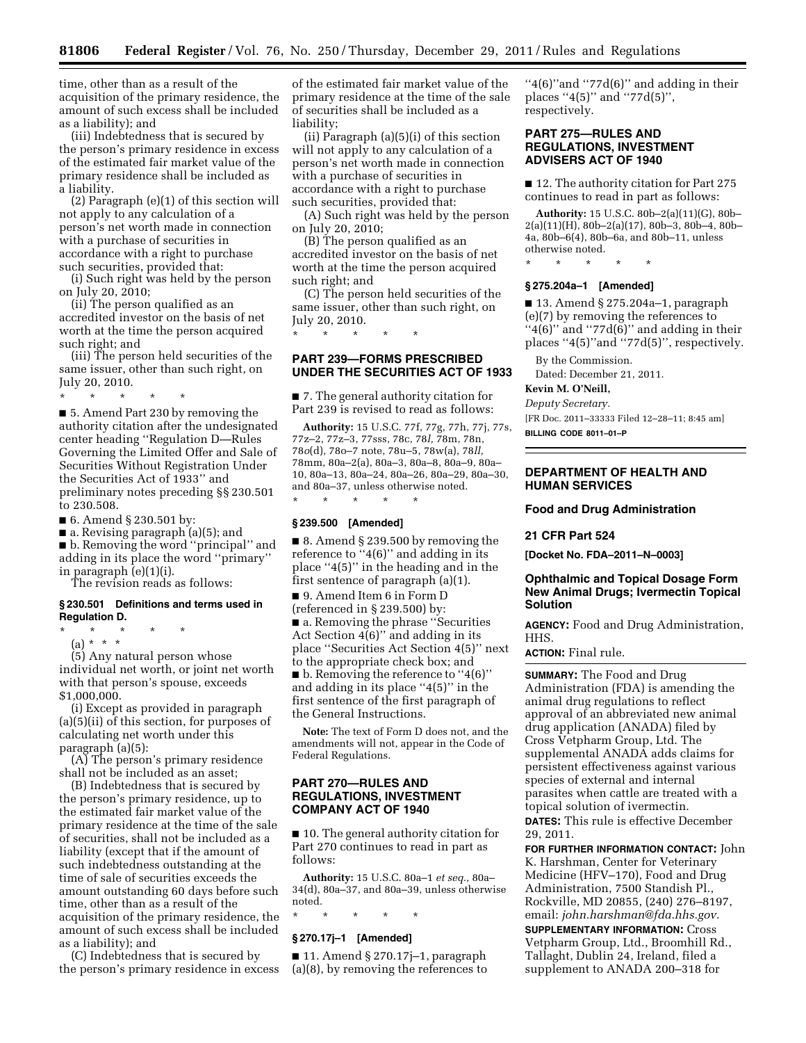time, other than as a result of the acquisition of the primary residence, the amount of such excess shall be included as a liability); and

(iii) Indebtedness that is secured by the person's primary residence in excess of the estimated fair market value of the primary residence shall be included as a liability.

(2) Paragraph (e)(1) of this section will not apply to any calculation of a person's net worth made in connection with a purchase of securities in accordance with a right to purchase such securities, provided that:

(i) Such right was held by the person on July 20, 2010;

(ii) The person qualified as an accredited investor on the basis of net worth at the time the person acquired such right; and

(iii) The person held securities of the same issuer, other than such right, on July 20, 2010.

\* \* \* \* \*

■ 5. Amend Part 230 by removing the authority citation after the undesignated center heading ''Regulation D—Rules Governing the Limited Offer and Sale of Securities Without Registration Under the Securities Act of 1933'' and preliminary notes preceding §§ 230.501 to 230.508.

■ 6. Amend § 230.501 by:

■ a. Revising paragraph (a)(5); and

■ b. Removing the word ''principal'' and adding in its place the word ''primary'' in paragraph (e)(1)(i).

The revision reads as follows:

**§ 230.501 Definitions and terms used in Regulation D.**

\* \* \* \* \*

(a) \* \* \*

(5) Any natural person whose individual net worth, or joint net worth with that person's spouse, exceeds $1,000,000.

(i) Except as provided in paragraph (a)(5)(ii) of this section, for purposes of calculating net worth under this paragraph (a)(5):

(A) The person's primary residence shall not be included as an asset;

(B) Indebtedness that is secured by the person's primary residence, up to the estimated fair market value of the primary residence at the time of the sale of securities, shall not be included as a liability (except that if the amount of such indebtedness outstanding at the time of sale of securities exceeds the amount outstanding 60 days before such time, other than as a result of the acquisition of the primary residence, the amount of such excess shall be included as a liability); and

(C) Indebtedness that is secured by the person's primary residence in excess of the estimated fair market value of the primary residence at the time of the sale of securities shall be included as a liability;

(ii) Paragraph (a)(5)(i) of this section will not apply to any calculation of a person's net worth made in connection with a purchase of securities in accordance with a right to purchase such securities, provided that:

(A) Such right was held by the person on July 20, 2010;

(B) The person qualified as an accredited investor on the basis of net worth at the time the person acquired such right; and

(C) The person held securities of the same issuer, other than such right, on July 20, 2010.

\* \* \* \* \*

## PART 239—FORMS PRESCRIBED UNDER THE SECURITIES ACT OF 1933

■ 7. The general authority citation for Part 239 is revised to read as follows:

**Authority:** 15 U.S.C. 77f, 77g, 77h, 77j, 77s, 77z–2, 77z–3, 77sss, 78c, 78*l,* 78m, 78n, 78*o*(d), 78o–7 note, 78u–5, 78w(a), 78*ll,* 78mm, 80a–2(a), 80a–3, 80a–8, 80a–9, 80a–10, 80a–13, 80a–24, 80a–26, 80a–29, 80a–30, and 80a–37, unless otherwise noted.

\* \* \* \* \*

**§ 239.500 [Amended]**

■ 8. Amend § 239.500 by removing the reference to ''4(6)'' and adding in its place ''4(5)'' in the heading and in the first sentence of paragraph (a)(1).

■ 9. Amend Item 6 in Form D (referenced in § 239.500) by:

■ a. Removing the phrase ''Securities Act Section 4(6)'' and adding in its place ''Securities Act Section 4(5)'' next to the appropriate check box; and

■ b. Removing the reference to ''4(6)'' and adding in its place ''4(5)'' in the first sentence of the first paragraph of the General Instructions.

**Note:** The text of Form D does not, and the amendments will not, appear in the Code of Federal Regulations.

## PART 270—RULES AND REGULATIONS, INVESTMENT COMPANY ACT OF 1940

■ 10. The general authority citation for Part 270 continues to read in part as follows:

**Authority:** 15 U.S.C. 80a–1 *et seq.,* 80a–34(d), 80a–37, and 80a–39, unless otherwise noted.

\* \* \* \* \*

**§ 270.17j–1 [Amended]**

■ 11. Amend § 270.17j–1, paragraph (a)(8), by removing the references to ''4(6)''and ''77d(6)'' and adding in their places ''4(5)'' and ''77d(5)'', respectively.

## PART 275—RULES AND REGULATIONS, INVESTMENT ADVISERS ACT OF 1940

■ 12. The authority citation for Part 275 continues to read in part as follows:

**Authority:** 15 U.S.C. 80b–2(a)(11)(G), 80b–2(a)(11)(H), 80b–2(a)(17), 80b–3, 80b–4, 80b–4a, 80b–6(4), 80b–6a, and 80b–11, unless otherwise noted.

\* \* \* \* \*

**§ 275.204a–1 [Amended]**

■ 13. Amend § 275.204a–1, paragraph (e)(7) by removing the references to ''4(6)'' and ''77d(6)'' and adding in their places ''4(5)''and ''77d(5)'', respectively.

By the Commission.

Dated: December 21, 2011.

**Kevin M. O'Neill,**

*Deputy Secretary.*

[FR Doc. 2011–33333 Filed 12–28–11; 8:45 am]

**BILLING CODE 8011–01–P**

## DEPARTMENT OF HEALTH AND HUMAN SERVICES

### Food and Drug Administration

### 21 CFR Part 524

**[Docket No. FDA–2011–N–0003]**

### Ophthalmic and Topical Dosage Form New Animal Drugs; Ivermectin Topical Solution

**AGENCY:** Food and Drug Administration, HHS.

**ACTION:** Final rule.

**SUMMARY:** The Food and Drug Administration (FDA) is amending the animal drug regulations to reflect approval of an abbreviated new animal drug application (ANADA) filed by Cross Vetpharm Group, Ltd. The supplemental ANADA adds claims for persistent effectiveness against various species of external and internal parasites when cattle are treated with a topical solution of ivermectin.

**DATES:** This rule is effective December 29, 2011.

**FOR FURTHER INFORMATION CONTACT:** John K. Harshman, Center for Veterinary Medicine (HFV–170), Food and Drug Administration, 7500 Standish Pl., Rockville, MD 20855, (240) 276–8197, email: *john.harshman@fda.hhs.gov.*

**SUPPLEMENTARY INFORMATION:** Cross Vetpharm Group, Ltd., Broomhill Rd., Tallaght, Dublin 24, Ireland, filed a supplement to ANADA 200–318 for